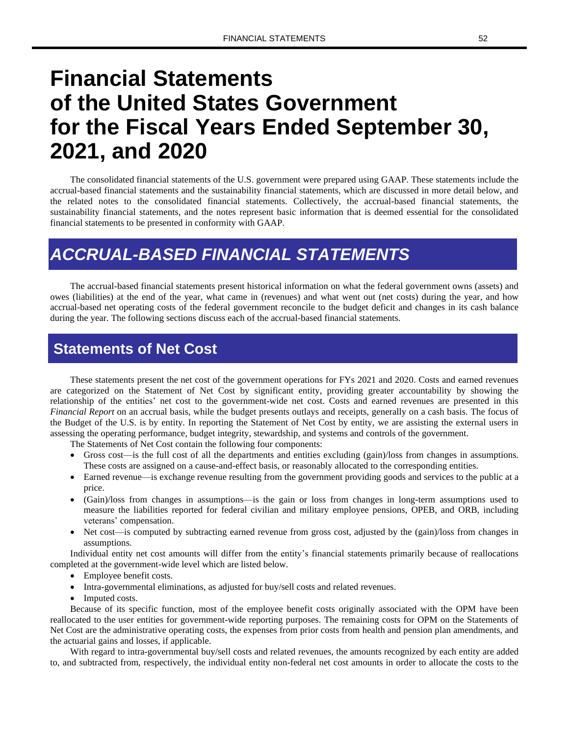# Financial Statements of the United States Government for the Fiscal Years Ended September 30, 2021, and 2020

The consolidated financial statements of the U.S. government were prepared using GAAP. These statements include the accrual-based financial statements and the sustainability financial statements, which are discussed in more detail below, and the related notes to the consolidated financial statements. Collectively, the accrual-based financial statements, the sustainability financial statements, and the notes represent basic information that is deemed essential for the consolidated financial statements to be presented in conformity with GAAP.

## *ACCRUAL-BASED FINANCIAL STATEMENTS*

The accrual-based financial statements present historical information on what the federal government owns (assets) and owes (liabilities) at the end of the year, what came in (revenues) and what went out (net costs) during the year, and how accrual-based net operating costs of the federal government reconcile to the budget deficit and changes in its cash balance during the year. The following sections discuss each of the accrual-based financial statements.

### Statements of Net Cost

These statements present the net cost of the government operations for FYs 2021 and 2020. Costs and earned revenues are categorized on the Statement of Net Cost by significant entity, providing greater accountability by showing the relationship of the entities' net cost to the government-wide net cost. Costs and earned revenues are presented in this *Financial Report* on an accrual basis, while the budget presents outlays and receipts, generally on a cash basis. The focus of the Budget of the U.S. is by entity. In reporting the Statement of Net Cost by entity, we are assisting the external users in assessing the operating performance, budget integrity, stewardship, and systems and controls of the government.

The Statements of Net Cost contain the following four components:

- Gross cost—is the full cost of all the departments and entities excluding (gain)/loss from changes in assumptions. These costs are assigned on a cause-and-effect basis, or reasonably allocated to the corresponding entities.
- Earned revenue—is exchange revenue resulting from the government providing goods and services to the public at a price.
- (Gain)/loss from changes in assumptions—is the gain or loss from changes in long-term assumptions used to measure the liabilities reported for federal civilian and military employee pensions, OPEB, and ORB, including veterans' compensation.
- Net cost—is computed by subtracting earned revenue from gross cost, adjusted by the (gain)/loss from changes in assumptions.

Individual entity net cost amounts will differ from the entity's financial statements primarily because of reallocations completed at the government-wide level which are listed below.

- Employee benefit costs.
- Intra-governmental eliminations, as adjusted for buy/sell costs and related revenues.
- Imputed costs.

Because of its specific function, most of the employee benefit costs originally associated with the OPM have been reallocated to the user entities for government-wide reporting purposes. The remaining costs for OPM on the Statements of Net Cost are the administrative operating costs, the expenses from prior costs from health and pension plan amendments, and the actuarial gains and losses, if applicable.

With regard to intra-governmental buy/sell costs and related revenues, the amounts recognized by each entity are added to, and subtracted from, respectively, the individual entity non-federal net cost amounts in order to allocate the costs to the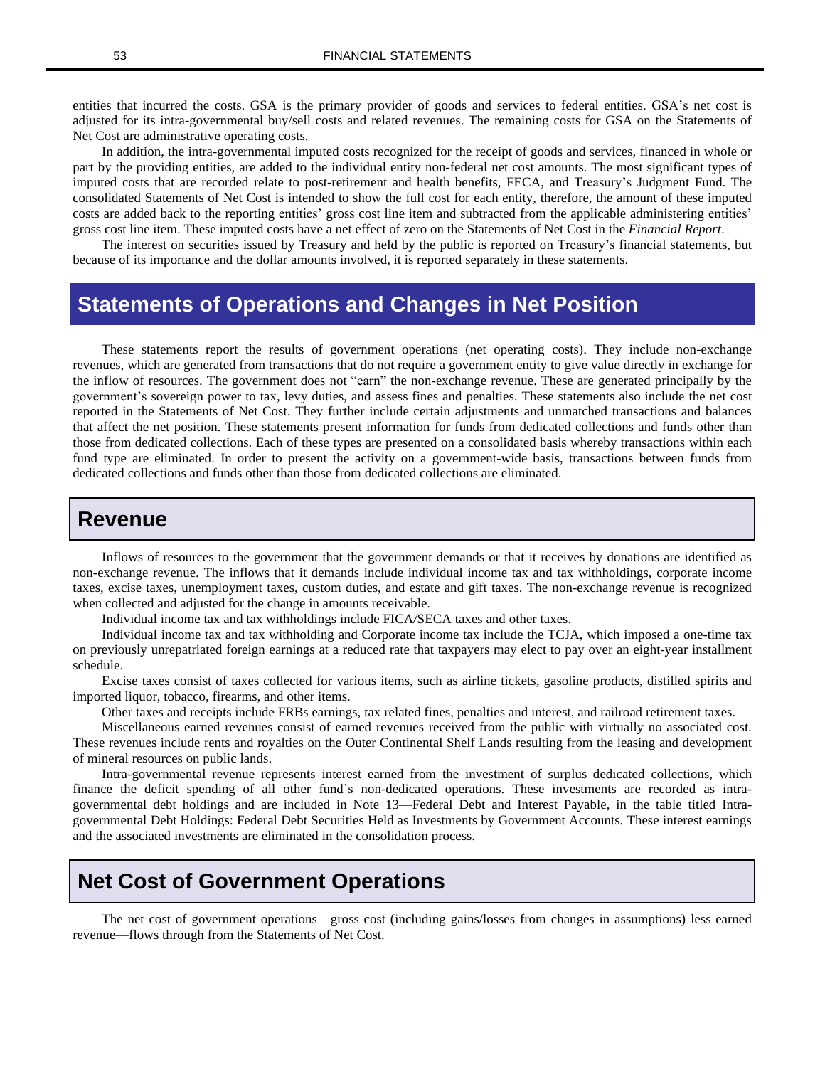entities that incurred the costs. GSA is the primary provider of goods and services to federal entities. GSA's net cost is adjusted for its intra-governmental buy/sell costs and related revenues. The remaining costs for GSA on the Statements of Net Cost are administrative operating costs.

In addition, the intra-governmental imputed costs recognized for the receipt of goods and services, financed in whole or part by the providing entities, are added to the individual entity non-federal net cost amounts. The most significant types of imputed costs that are recorded relate to post-retirement and health benefits, FECA, and Treasury's Judgment Fund. The consolidated Statements of Net Cost is intended to show the full cost for each entity, therefore, the amount of these imputed costs are added back to the reporting entities' gross cost line item and subtracted from the applicable administering entities' gross cost line item. These imputed costs have a net effect of zero on the Statements of Net Cost in the *Financial Report*.

The interest on securities issued by Treasury and held by the public is reported on Treasury's financial statements, but because of its importance and the dollar amounts involved, it is reported separately in these statements.

## Statements of Operations and Changes in Net Position

These statements report the results of government operations (net operating costs). They include non-exchange revenues, which are generated from transactions that do not require a government entity to give value directly in exchange for the inflow of resources. The government does not "earn" the non-exchange revenue. These are generated principally by the government's sovereign power to tax, levy duties, and assess fines and penalties. These statements also include the net cost reported in the Statements of Net Cost. They further include certain adjustments and unmatched transactions and balances that affect the net position. These statements present information for funds from dedicated collections and funds other than those from dedicated collections. Each of these types are presented on a consolidated basis whereby transactions within each fund type are eliminated. In order to present the activity on a government-wide basis, transactions between funds from dedicated collections and funds other than those from dedicated collections are eliminated.

### Revenue

Inflows of resources to the government that the government demands or that it receives by donations are identified as non-exchange revenue. The inflows that it demands include individual income tax and tax withholdings, corporate income taxes, excise taxes, unemployment taxes, custom duties, and estate and gift taxes. The non-exchange revenue is recognized when collected and adjusted for the change in amounts receivable.

Individual income tax and tax withholdings include FICA/SECA taxes and other taxes.

Individual income tax and tax withholding and Corporate income tax include the TCJA, which imposed a one-time tax on previously unrepatriated foreign earnings at a reduced rate that taxpayers may elect to pay over an eight-year installment schedule.

Excise taxes consist of taxes collected for various items, such as airline tickets, gasoline products, distilled spirits and imported liquor, tobacco, firearms, and other items.

Other taxes and receipts include FRBs earnings, tax related fines, penalties and interest, and railroad retirement taxes.

Miscellaneous earned revenues consist of earned revenues received from the public with virtually no associated cost. These revenues include rents and royalties on the Outer Continental Shelf Lands resulting from the leasing and development of mineral resources on public lands.

Intra-governmental revenue represents interest earned from the investment of surplus dedicated collections, which finance the deficit spending of all other fund's non-dedicated operations. These investments are recorded as intra-governmental debt holdings and are included in Note 13—Federal Debt and Interest Payable, in the table titled Intra-governmental Debt Holdings: Federal Debt Securities Held as Investments by Government Accounts. These interest earnings and the associated investments are eliminated in the consolidation process.

### Net Cost of Government Operations

The net cost of government operations—gross cost (including gains/losses from changes in assumptions) less earned revenue—flows through from the Statements of Net Cost.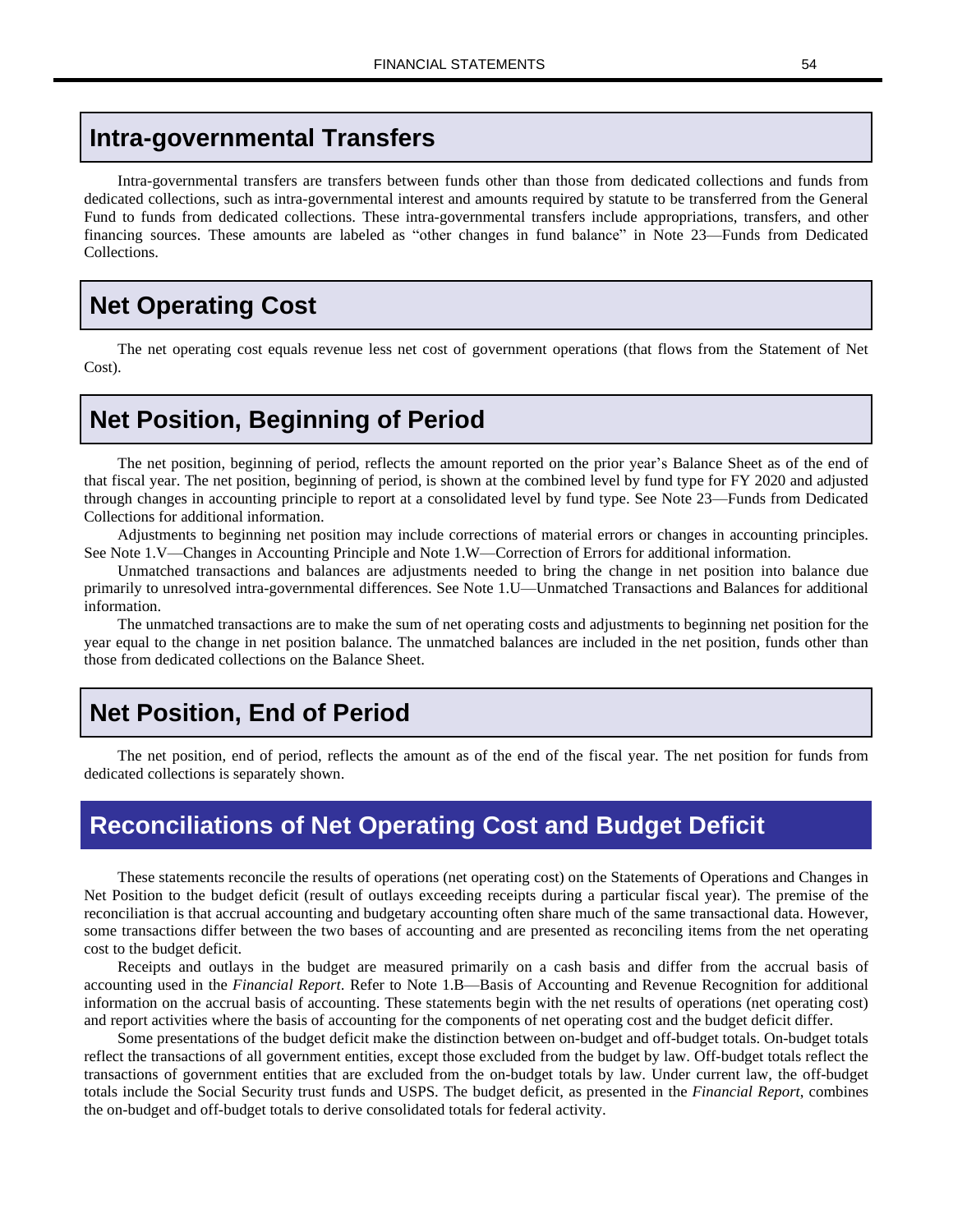## Intra-governmental Transfers

Intra-governmental transfers are transfers between funds other than those from dedicated collections and funds from dedicated collections, such as intra-governmental interest and amounts required by statute to be transferred from the General Fund to funds from dedicated collections. These intra-governmental transfers include appropriations, transfers, and other financing sources. These amounts are labeled as "other changes in fund balance" in Note 23—Funds from Dedicated Collections.

## Net Operating Cost

The net operating cost equals revenue less net cost of government operations (that flows from the Statement of Net Cost).

## Net Position, Beginning of Period

The net position, beginning of period, reflects the amount reported on the prior year's Balance Sheet as of the end of that fiscal year. The net position, beginning of period, is shown at the combined level by fund type for FY 2020 and adjusted through changes in accounting principle to report at a consolidated level by fund type. See Note 23—Funds from Dedicated Collections for additional information.

Adjustments to beginning net position may include corrections of material errors or changes in accounting principles. See Note 1.V—Changes in Accounting Principle and Note 1.W—Correction of Errors for additional information.

Unmatched transactions and balances are adjustments needed to bring the change in net position into balance due primarily to unresolved intra-governmental differences. See Note 1.U—Unmatched Transactions and Balances for additional information.

The unmatched transactions are to make the sum of net operating costs and adjustments to beginning net position for the year equal to the change in net position balance. The unmatched balances are included in the net position, funds other than those from dedicated collections on the Balance Sheet.

## Net Position, End of Period

The net position, end of period, reflects the amount as of the end of the fiscal year. The net position for funds from dedicated collections is separately shown.

# Reconciliations of Net Operating Cost and Budget Deficit

These statements reconcile the results of operations (net operating cost) on the Statements of Operations and Changes in Net Position to the budget deficit (result of outlays exceeding receipts during a particular fiscal year). The premise of the reconciliation is that accrual accounting and budgetary accounting often share much of the same transactional data. However, some transactions differ between the two bases of accounting and are presented as reconciling items from the net operating cost to the budget deficit.

Receipts and outlays in the budget are measured primarily on a cash basis and differ from the accrual basis of accounting used in the *Financial Report*. Refer to Note 1.B—Basis of Accounting and Revenue Recognition for additional information on the accrual basis of accounting. These statements begin with the net results of operations (net operating cost) and report activities where the basis of accounting for the components of net operating cost and the budget deficit differ.

Some presentations of the budget deficit make the distinction between on-budget and off-budget totals. On-budget totals reflect the transactions of all government entities, except those excluded from the budget by law. Off-budget totals reflect the transactions of government entities that are excluded from the on-budget totals by law. Under current law, the off-budget totals include the Social Security trust funds and USPS. The budget deficit, as presented in the *Financial Report*, combines the on-budget and off-budget totals to derive consolidated totals for federal activity.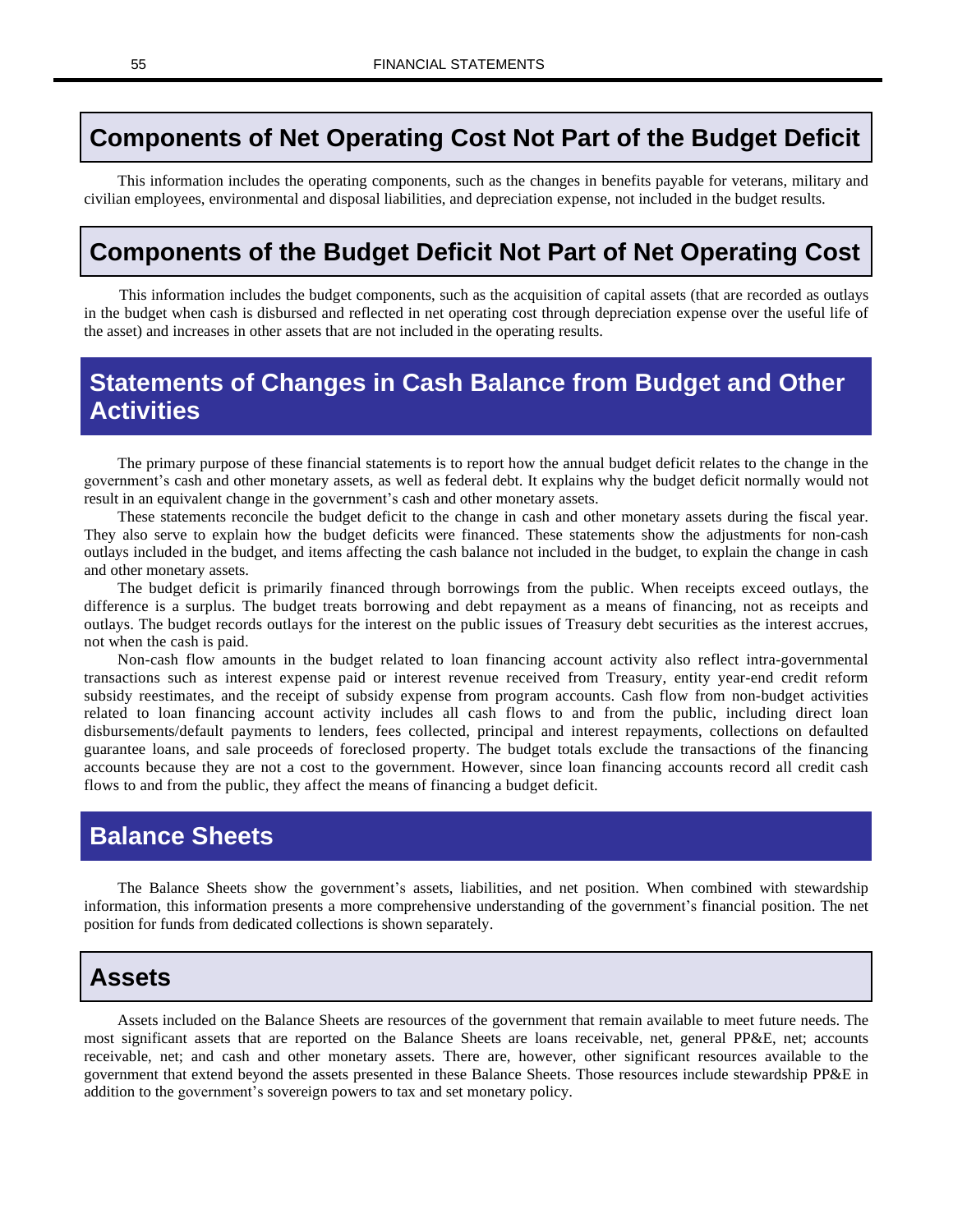## Components of Net Operating Cost Not Part of the Budget Deficit

This information includes the operating components, such as the changes in benefits payable for veterans, military and civilian employees, environmental and disposal liabilities, and depreciation expense, not included in the budget results.

## Components of the Budget Deficit Not Part of Net Operating Cost

This information includes the budget components, such as the acquisition of capital assets (that are recorded as outlays in the budget when cash is disbursed and reflected in net operating cost through depreciation expense over the useful life of the asset) and increases in other assets that are not included in the operating results.

# Statements of Changes in Cash Balance from Budget and Other Activities

The primary purpose of these financial statements is to report how the annual budget deficit relates to the change in the government's cash and other monetary assets, as well as federal debt. It explains why the budget deficit normally would not result in an equivalent change in the government's cash and other monetary assets.

These statements reconcile the budget deficit to the change in cash and other monetary assets during the fiscal year. They also serve to explain how the budget deficits were financed. These statements show the adjustments for non-cash outlays included in the budget, and items affecting the cash balance not included in the budget, to explain the change in cash and other monetary assets.

The budget deficit is primarily financed through borrowings from the public. When receipts exceed outlays, the difference is a surplus. The budget treats borrowing and debt repayment as a means of financing, not as receipts and outlays. The budget records outlays for the interest on the public issues of Treasury debt securities as the interest accrues, not when the cash is paid.

Non-cash flow amounts in the budget related to loan financing account activity also reflect intra-governmental transactions such as interest expense paid or interest revenue received from Treasury, entity year-end credit reform subsidy reestimates, and the receipt of subsidy expense from program accounts. Cash flow from non-budget activities related to loan financing account activity includes all cash flows to and from the public, including direct loan disbursements/default payments to lenders, fees collected, principal and interest repayments, collections on defaulted guarantee loans, and sale proceeds of foreclosed property. The budget totals exclude the transactions of the financing accounts because they are not a cost to the government. However, since loan financing accounts record all credit cash flows to and from the public, they affect the means of financing a budget deficit.

# Balance Sheets

The Balance Sheets show the government's assets, liabilities, and net position. When combined with stewardship information, this information presents a more comprehensive understanding of the government's financial position. The net position for funds from dedicated collections is shown separately.

## Assets

Assets included on the Balance Sheets are resources of the government that remain available to meet future needs. The most significant assets that are reported on the Balance Sheets are loans receivable, net, general PP&E, net; accounts receivable, net; and cash and other monetary assets. There are, however, other significant resources available to the government that extend beyond the assets presented in these Balance Sheets. Those resources include stewardship PP&E in addition to the government's sovereign powers to tax and set monetary policy.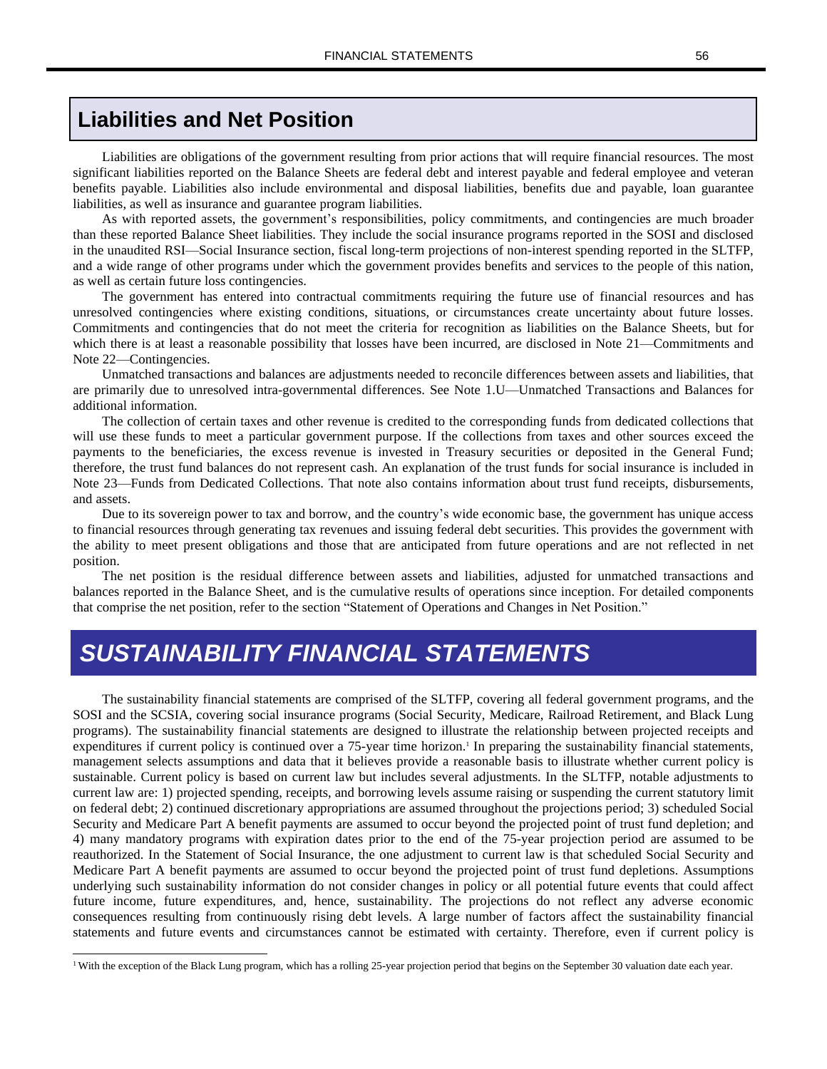## Liabilities and Net Position

Liabilities are obligations of the government resulting from prior actions that will require financial resources. The most significant liabilities reported on the Balance Sheets are federal debt and interest payable and federal employee and veteran benefits payable. Liabilities also include environmental and disposal liabilities, benefits due and payable, loan guarantee liabilities, as well as insurance and guarantee program liabilities.

As with reported assets, the government's responsibilities, policy commitments, and contingencies are much broader than these reported Balance Sheet liabilities. They include the social insurance programs reported in the SOSI and disclosed in the unaudited RSI—Social Insurance section, fiscal long-term projections of non-interest spending reported in the SLTFP, and a wide range of other programs under which the government provides benefits and services to the people of this nation, as well as certain future loss contingencies.

The government has entered into contractual commitments requiring the future use of financial resources and has unresolved contingencies where existing conditions, situations, or circumstances create uncertainty about future losses. Commitments and contingencies that do not meet the criteria for recognition as liabilities on the Balance Sheets, but for which there is at least a reasonable possibility that losses have been incurred, are disclosed in Note 21—Commitments and Note 22—Contingencies.

Unmatched transactions and balances are adjustments needed to reconcile differences between assets and liabilities, that are primarily due to unresolved intra-governmental differences. See Note 1.U—Unmatched Transactions and Balances for additional information.

The collection of certain taxes and other revenue is credited to the corresponding funds from dedicated collections that will use these funds to meet a particular government purpose. If the collections from taxes and other sources exceed the payments to the beneficiaries, the excess revenue is invested in Treasury securities or deposited in the General Fund; therefore, the trust fund balances do not represent cash. An explanation of the trust funds for social insurance is included in Note 23—Funds from Dedicated Collections. That note also contains information about trust fund receipts, disbursements, and assets.

Due to its sovereign power to tax and borrow, and the country's wide economic base, the government has unique access to financial resources through generating tax revenues and issuing federal debt securities. This provides the government with the ability to meet present obligations and those that are anticipated from future operations and are not reflected in net position.

The net position is the residual difference between assets and liabilities, adjusted for unmatched transactions and balances reported in the Balance Sheet, and is the cumulative results of operations since inception. For detailed components that comprise the net position, refer to the section "Statement of Operations and Changes in Net Position."

# *SUSTAINABILITY FINANCIAL STATEMENTS*

The sustainability financial statements are comprised of the SLTFP, covering all federal government programs, and the SOSI and the SCSIA, covering social insurance programs (Social Security, Medicare, Railroad Retirement, and Black Lung programs). The sustainability financial statements are designed to illustrate the relationship between projected receipts and expenditures if current policy is continued over a 75-year time horizon.[1] In preparing the sustainability financial statements, management selects assumptions and data that it believes provide a reasonable basis to illustrate whether current policy is sustainable. Current policy is based on current law but includes several adjustments. In the SLTFP, notable adjustments to current law are: 1) projected spending, receipts, and borrowing levels assume raising or suspending the current statutory limit on federal debt; 2) continued discretionary appropriations are assumed throughout the projections period; 3) scheduled Social Security and Medicare Part A benefit payments are assumed to occur beyond the projected point of trust fund depletion; and 4) many mandatory programs with expiration dates prior to the end of the 75-year projection period are assumed to be reauthorized. In the Statement of Social Insurance, the one adjustment to current law is that scheduled Social Security and Medicare Part A benefit payments are assumed to occur beyond the projected point of trust fund depletions. Assumptions underlying such sustainability information do not consider changes in policy or all potential future events that could affect future income, future expenditures, and, hence, sustainability. The projections do not reflect any adverse economic consequences resulting from continuously rising debt levels. A large number of factors affect the sustainability financial statements and future events and circumstances cannot be estimated with certainty. Therefore, even if current policy is

[1] With the exception of the Black Lung program, which has a rolling 25-year projection period that begins on the September 30 valuation date each year.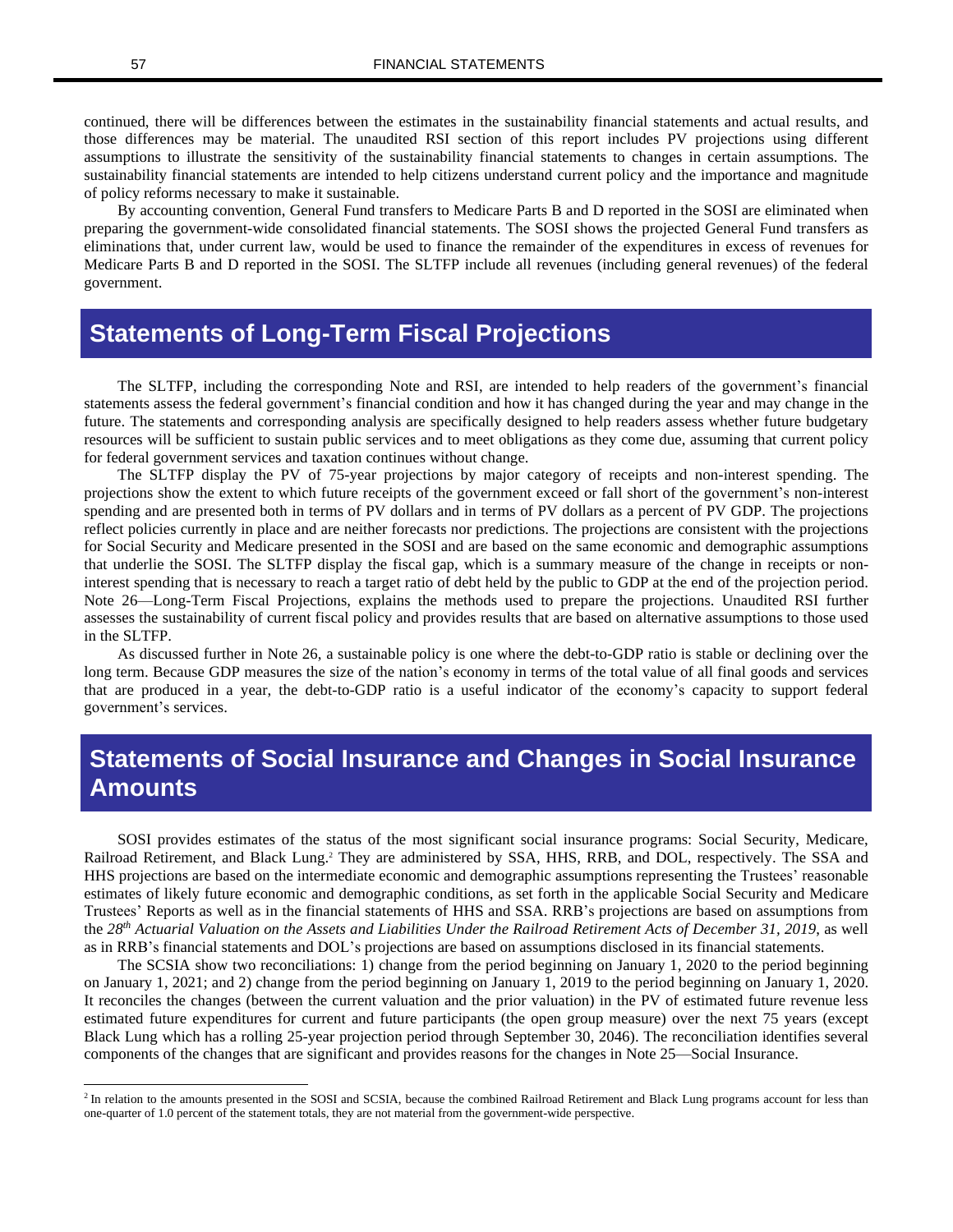continued, there will be differences between the estimates in the sustainability financial statements and actual results, and those differences may be material. The unaudited RSI section of this report includes PV projections using different assumptions to illustrate the sensitivity of the sustainability financial statements to changes in certain assumptions. The sustainability financial statements are intended to help citizens understand current policy and the importance and magnitude of policy reforms necessary to make it sustainable.

By accounting convention, General Fund transfers to Medicare Parts B and D reported in the SOSI are eliminated when preparing the government-wide consolidated financial statements. The SOSI shows the projected General Fund transfers as eliminations that, under current law, would be used to finance the remainder of the expenditures in excess of revenues for Medicare Parts B and D reported in the SOSI. The SLTFP include all revenues (including general revenues) of the federal government.

## Statements of Long-Term Fiscal Projections

The SLTFP, including the corresponding Note and RSI, are intended to help readers of the government's financial statements assess the federal government's financial condition and how it has changed during the year and may change in the future. The statements and corresponding analysis are specifically designed to help readers assess whether future budgetary resources will be sufficient to sustain public services and to meet obligations as they come due, assuming that current policy for federal government services and taxation continues without change.

The SLTFP display the PV of 75-year projections by major category of receipts and non-interest spending. The projections show the extent to which future receipts of the government exceed or fall short of the government's non-interest spending and are presented both in terms of PV dollars and in terms of PV dollars as a percent of PV GDP. The projections reflect policies currently in place and are neither forecasts nor predictions. The projections are consistent with the projections for Social Security and Medicare presented in the SOSI and are based on the same economic and demographic assumptions that underlie the SOSI. The SLTFP display the fiscal gap, which is a summary measure of the change in receipts or non-interest spending that is necessary to reach a target ratio of debt held by the public to GDP at the end of the projection period. Note 26—Long-Term Fiscal Projections, explains the methods used to prepare the projections. Unaudited RSI further assesses the sustainability of current fiscal policy and provides results that are based on alternative assumptions to those used in the SLTFP.

As discussed further in Note 26, a sustainable policy is one where the debt-to-GDP ratio is stable or declining over the long term. Because GDP measures the size of the nation's economy in terms of the total value of all final goods and services that are produced in a year, the debt-to-GDP ratio is a useful indicator of the economy's capacity to support federal government's services.

## Statements of Social Insurance and Changes in Social Insurance Amounts

SOSI provides estimates of the status of the most significant social insurance programs: Social Security, Medicare, Railroad Retirement, and Black Lung.[2] They are administered by SSA, HHS, RRB, and DOL, respectively. The SSA and HHS projections are based on the intermediate economic and demographic assumptions representing the Trustees' reasonable estimates of likely future economic and demographic conditions, as set forth in the applicable Social Security and Medicare Trustees' Reports as well as in the financial statements of HHS and SSA. RRB's projections are based on assumptions from the *28th Actuarial Valuation on the Assets and Liabilities Under the Railroad Retirement Acts of December 31, 2019*, as well as in RRB's financial statements and DOL's projections are based on assumptions disclosed in its financial statements.

The SCSIA show two reconciliations: 1) change from the period beginning on January 1, 2020 to the period beginning on January 1, 2021; and 2) change from the period beginning on January 1, 2019 to the period beginning on January 1, 2020. It reconciles the changes (between the current valuation and the prior valuation) in the PV of estimated future revenue less estimated future expenditures for current and future participants (the open group measure) over the next 75 years (except Black Lung which has a rolling 25-year projection period through September 30, 2046). The reconciliation identifies several components of the changes that are significant and provides reasons for the changes in Note 25—Social Insurance.

[2] In relation to the amounts presented in the SOSI and SCSIA, because the combined Railroad Retirement and Black Lung programs account for less than one-quarter of 1.0 percent of the statement totals, they are not material from the government-wide perspective.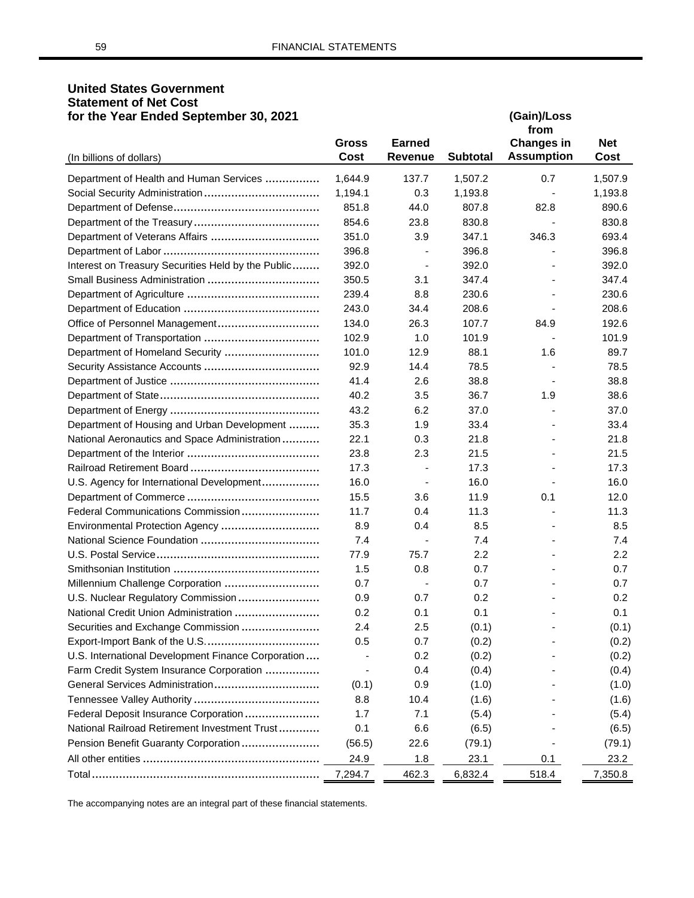## United States Government
## Statement of Net Cost
## for the Year Ended September 30, 2021

| (In billions of dollars) | Gross Cost | Earned Revenue | Subtotal | (Gain)/Loss from Changes in Assumption | Net Cost |
|---|---|---|---|---|---|
| Department of Health and Human Services | 1,644.9 | 137.7 | 1,507.2 | 0.7 | 1,507.9 |
| Social Security Administration | 1,194.1 | 0.3 | 1,193.8 | - | 1,193.8 |
| Department of Defense | 851.8 | 44.0 | 807.8 | 82.8 | 890.6 |
| Department of the Treasury | 854.6 | 23.8 | 830.8 | - | 830.8 |
| Department of Veterans Affairs | 351.0 | 3.9 | 347.1 | 346.3 | 693.4 |
| Department of Labor | 396.8 | - | 396.8 | - | 396.8 |
| Interest on Treasury Securities Held by the Public | 392.0 | - | 392.0 | - | 392.0 |
| Small Business Administration | 350.5 | 3.1 | 347.4 | - | 347.4 |
| Department of Agriculture | 239.4 | 8.8 | 230.6 | - | 230.6 |
| Department of Education | 243.0 | 34.4 | 208.6 | - | 208.6 |
| Office of Personnel Management | 134.0 | 26.3 | 107.7 | 84.9 | 192.6 |
| Department of Transportation | 102.9 | 1.0 | 101.9 | - | 101.9 |
| Department of Homeland Security | 101.0 | 12.9 | 88.1 | 1.6 | 89.7 |
| Security Assistance Accounts | 92.9 | 14.4 | 78.5 | - | 78.5 |
| Department of Justice | 41.4 | 2.6 | 38.8 | - | 38.8 |
| Department of State | 40.2 | 3.5 | 36.7 | 1.9 | 38.6 |
| Department of Energy | 43.2 | 6.2 | 37.0 | - | 37.0 |
| Department of Housing and Urban Development | 35.3 | 1.9 | 33.4 | - | 33.4 |
| National Aeronautics and Space Administration | 22.1 | 0.3 | 21.8 | - | 21.8 |
| Department of the Interior | 23.8 | 2.3 | 21.5 | - | 21.5 |
| Railroad Retirement Board | 17.3 | - | 17.3 | - | 17.3 |
| U.S. Agency for International Development | 16.0 | - | 16.0 | - | 16.0 |
| Department of Commerce | 15.5 | 3.6 | 11.9 | 0.1 | 12.0 |
| Federal Communications Commission | 11.7 | 0.4 | 11.3 | - | 11.3 |
| Environmental Protection Agency | 8.9 | 0.4 | 8.5 | - | 8.5 |
| National Science Foundation | 7.4 | - | 7.4 | - | 7.4 |
| U.S. Postal Service | 77.9 | 75.7 | 2.2 | - | 2.2 |
| Smithsonian Institution | 1.5 | 0.8 | 0.7 | - | 0.7 |
| Millennium Challenge Corporation | 0.7 | - | 0.7 | - | 0.7 |
| U.S. Nuclear Regulatory Commission | 0.9 | 0.7 | 0.2 | - | 0.2 |
| National Credit Union Administration | 0.2 | 0.1 | 0.1 | - | 0.1 |
| Securities and Exchange Commission | 2.4 | 2.5 | (0.1) | - | (0.1) |
| Export-Import Bank of the U.S. | 0.5 | 0.7 | (0.2) | - | (0.2) |
| U.S. International Development Finance Corporation | - | 0.2 | (0.2) | - | (0.2) |
| Farm Credit System Insurance Corporation | - | 0.4 | (0.4) | - | (0.4) |
| General Services Administration | (0.1) | 0.9 | (1.0) | - | (1.0) |
| Tennessee Valley Authority | 8.8 | 10.4 | (1.6) | - | (1.6) |
| Federal Deposit Insurance Corporation | 1.7 | 7.1 | (5.4) | - | (5.4) |
| National Railroad Retirement Investment Trust | 0.1 | 6.6 | (6.5) | - | (6.5) |
| Pension Benefit Guaranty Corporation | (56.5) | 22.6 | (79.1) | - | (79.1) |
| All other entities | 24.9 | 1.8 | 23.1 | 0.1 | 23.2 |
| Total | 7,294.7 | 462.3 | 6,832.4 | 518.4 | 7,350.8 |

The accompanying notes are an integral part of these financial statements.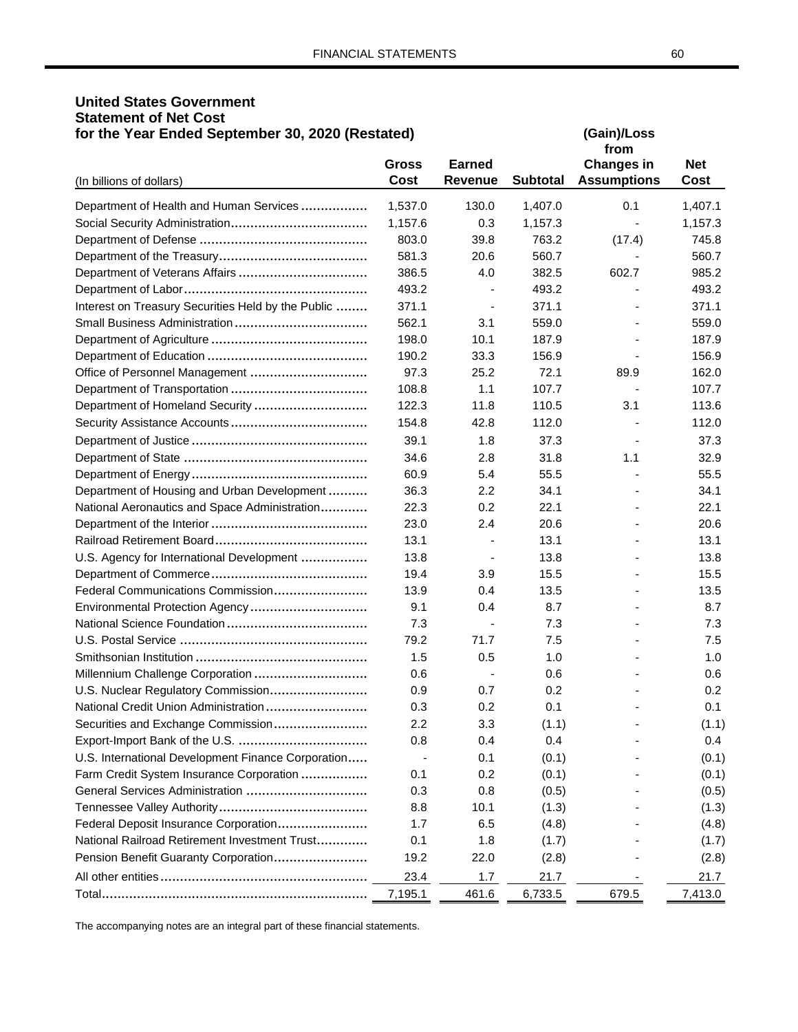## United States Government
## Statement of Net Cost
## for the Year Ended September 30, 2020 (Restated)

| (In billions of dollars) | Gross Cost | Earned Revenue | Subtotal | (Gain)/Loss from Changes in Assumptions | Net Cost |
|---|---|---|---|---|---|
| Department of Health and Human Services | 1,537.0 | 130.0 | 1,407.0 | 0.1 | 1,407.1 |
| Social Security Administration | 1,157.6 | 0.3 | 1,157.3 | - | 1,157.3 |
| Department of Defense | 803.0 | 39.8 | 763.2 | (17.4) | 745.8 |
| Department of the Treasury | 581.3 | 20.6 | 560.7 | - | 560.7 |
| Department of Veterans Affairs | 386.5 | 4.0 | 382.5 | 602.7 | 985.2 |
| Department of Labor | 493.2 | - | 493.2 | - | 493.2 |
| Interest on Treasury Securities Held by the Public | 371.1 | - | 371.1 | - | 371.1 |
| Small Business Administration | 562.1 | 3.1 | 559.0 | - | 559.0 |
| Department of Agriculture | 198.0 | 10.1 | 187.9 | - | 187.9 |
| Department of Education | 190.2 | 33.3 | 156.9 | - | 156.9 |
| Office of Personnel Management | 97.3 | 25.2 | 72.1 | 89.9 | 162.0 |
| Department of Transportation | 108.8 | 1.1 | 107.7 | - | 107.7 |
| Department of Homeland Security | 122.3 | 11.8 | 110.5 | 3.1 | 113.6 |
| Security Assistance Accounts | 154.8 | 42.8 | 112.0 | - | 112.0 |
| Department of Justice | 39.1 | 1.8 | 37.3 | - | 37.3 |
| Department of State | 34.6 | 2.8 | 31.8 | 1.1 | 32.9 |
| Department of Energy | 60.9 | 5.4 | 55.5 | - | 55.5 |
| Department of Housing and Urban Development | 36.3 | 2.2 | 34.1 | - | 34.1 |
| National Aeronautics and Space Administration | 22.3 | 0.2 | 22.1 | - | 22.1 |
| Department of the Interior | 23.0 | 2.4 | 20.6 | - | 20.6 |
| Railroad Retirement Board | 13.1 | - | 13.1 | - | 13.1 |
| U.S. Agency for International Development | 13.8 | - | 13.8 | - | 13.8 |
| Department of Commerce | 19.4 | 3.9 | 15.5 | - | 15.5 |
| Federal Communications Commission | 13.9 | 0.4 | 13.5 | - | 13.5 |
| Environmental Protection Agency | 9.1 | 0.4 | 8.7 | - | 8.7 |
| National Science Foundation | 7.3 | - | 7.3 | - | 7.3 |
| U.S. Postal Service | 79.2 | 71.7 | 7.5 | - | 7.5 |
| Smithsonian Institution | 1.5 | 0.5 | 1.0 | - | 1.0 |
| Millennium Challenge Corporation | 0.6 | - | 0.6 | - | 0.6 |
| U.S. Nuclear Regulatory Commission | 0.9 | 0.7 | 0.2 | - | 0.2 |
| National Credit Union Administration | 0.3 | 0.2 | 0.1 | - | 0.1 |
| Securities and Exchange Commission | 2.2 | 3.3 | (1.1) | - | (1.1) |
| Export-Import Bank of the U.S. | 0.8 | 0.4 | 0.4 | - | 0.4 |
| U.S. International Development Finance Corporation | - | 0.1 | (0.1) | - | (0.1) |
| Farm Credit System Insurance Corporation | 0.1 | 0.2 | (0.1) | - | (0.1) |
| General Services Administration | 0.3 | 0.8 | (0.5) | - | (0.5) |
| Tennessee Valley Authority | 8.8 | 10.1 | (1.3) | - | (1.3) |
| Federal Deposit Insurance Corporation | 1.7 | 6.5 | (4.8) | - | (4.8) |
| National Railroad Retirement Investment Trust | 0.1 | 1.8 | (1.7) | - | (1.7) |
| Pension Benefit Guaranty Corporation | 19.2 | 22.0 | (2.8) | - | (2.8) |
| All other entities | 23.4 | 1.7 | 21.7 | - | 21.7 |
| Total | 7,195.1 | 461.6 | 6,733.5 | 679.5 | 7,413.0 |

The accompanying notes are an integral part of these financial statements.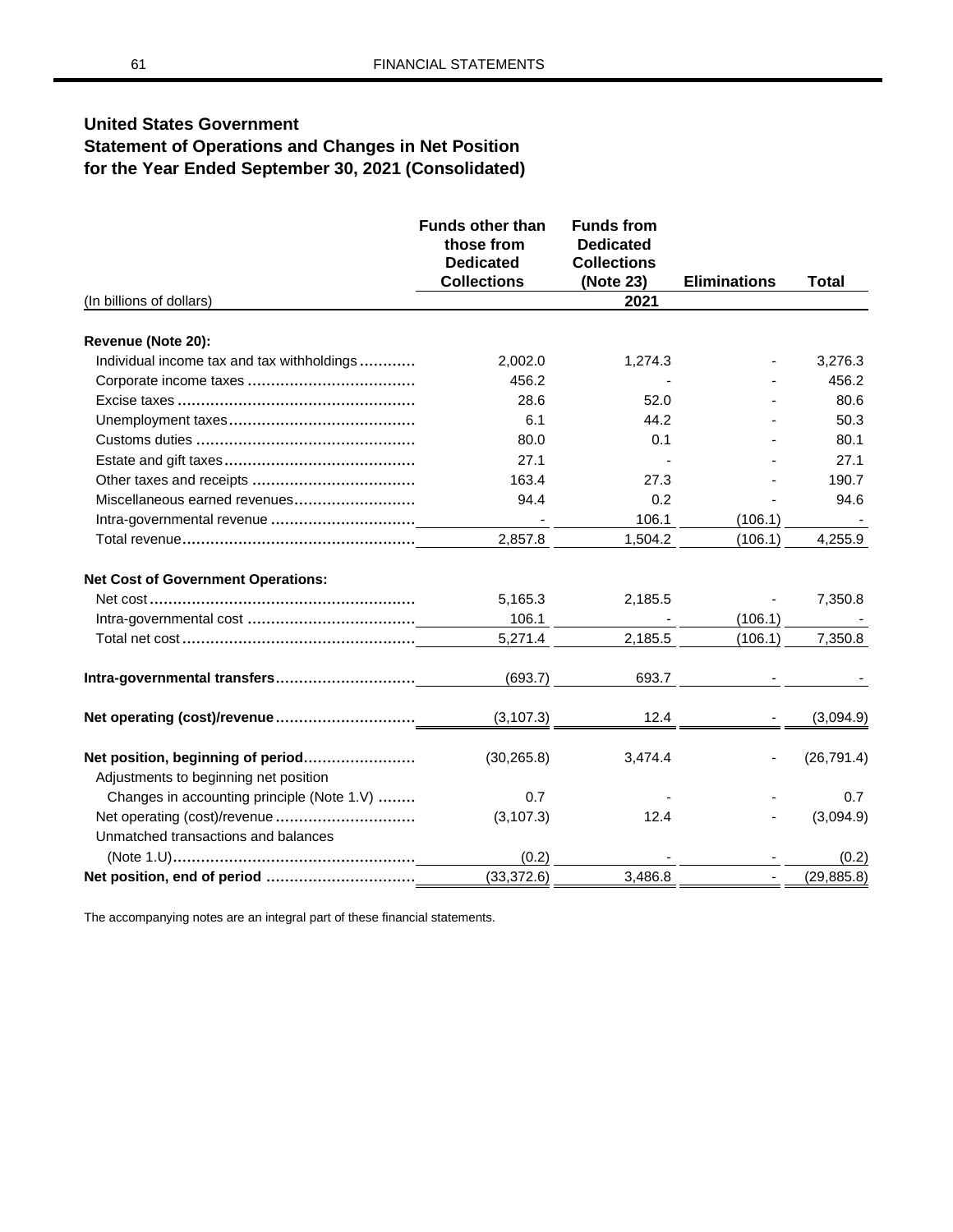# United States Government
## Statement of Operations and Changes in Net Position for the Year Ended September 30, 2021 (Consolidated)

| (In billions of dollars) | Funds other than those from Dedicated Collections | Funds from Dedicated Collections (Note 23) | Eliminations | Total |
|---|---|---|---|---|
| | | 2021 | | |
| **Revenue (Note 20):** | | | | |
| Individual income tax and tax withholdings | 2,002.0 | 1,274.3 | - | 3,276.3 |
| Corporate income taxes | 456.2 | - | - | 456.2 |
| Excise taxes | 28.6 | 52.0 | - | 80.6 |
| Unemployment taxes | 6.1 | 44.2 | - | 50.3 |
| Customs duties | 80.0 | 0.1 | - | 80.1 |
| Estate and gift taxes | 27.1 | - | - | 27.1 |
| Other taxes and receipts | 163.4 | 27.3 | - | 190.7 |
| Miscellaneous earned revenues | 94.4 | 0.2 | - | 94.6 |
| Intra-governmental revenue | - | 106.1 | (106.1) | - |
| Total revenue | 2,857.8 | 1,504.2 | (106.1) | 4,255.9 |
| **Net Cost of Government Operations:** | | | | |
| Net cost | 5,165.3 | 2,185.5 | - | 7,350.8 |
| Intra-governmental cost | 106.1 | - | (106.1) | - |
| Total net cost | 5,271.4 | 2,185.5 | (106.1) | 7,350.8 |
| **Intra-governmental transfers** | (693.7) | 693.7 | - | - |
| **Net operating (cost)/revenue** | (3,107.3) | 12.4 | - | (3,094.9) |
| **Net position, beginning of period** | (30,265.8) | 3,474.4 | - | (26,791.4) |
| Adjustments to beginning net position | | | | |
| Changes in accounting principle (Note 1.V) | 0.7 | - | - | 0.7 |
| Net operating (cost)/revenue | (3,107.3) | 12.4 | - | (3,094.9) |
| Unmatched transactions and balances (Note 1.U) | (0.2) | - | - | (0.2) |
| **Net position, end of period** | (33,372.6) | 3,486.8 | - | (29,885.8) |

The accompanying notes are an integral part of these financial statements.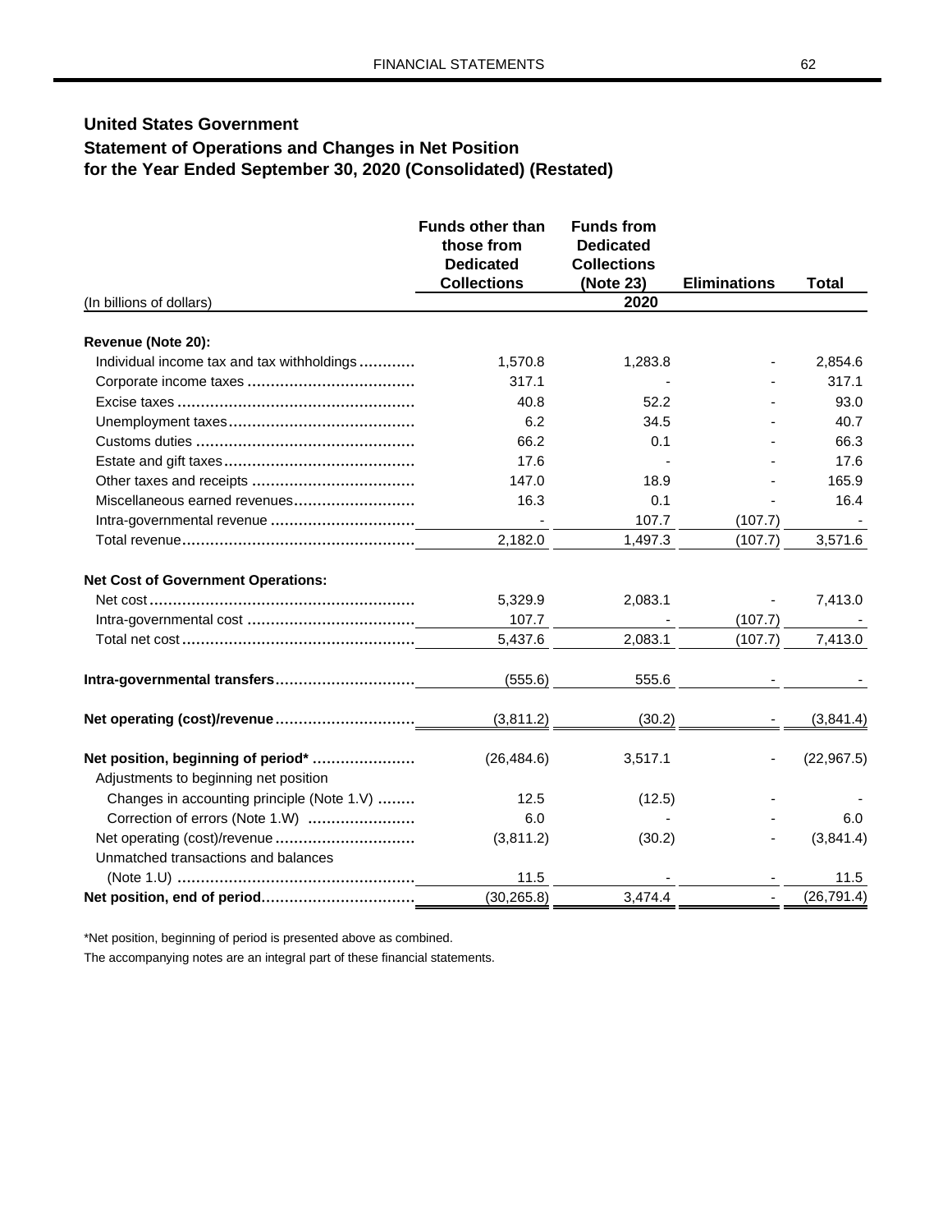# United States Government

## Statement of Operations and Changes in Net Position for the Year Ended September 30, 2020 (Consolidated) (Restated)

| (In billions of dollars) | Funds other than those from Dedicated Collections | Funds from Dedicated Collections (Note 23) | Eliminations | Total |
|---|---|---|---|---|
| | | 2020 | | |
| **Revenue (Note 20):** | | | | |
| Individual income tax and tax withholdings | 1,570.8 | 1,283.8 | - | 2,854.6 |
| Corporate income taxes | 317.1 | - | - | 317.1 |
| Excise taxes | 40.8 | 52.2 | - | 93.0 |
| Unemployment taxes | 6.2 | 34.5 | - | 40.7 |
| Customs duties | 66.2 | 0.1 | - | 66.3 |
| Estate and gift taxes | 17.6 | - | - | 17.6 |
| Other taxes and receipts | 147.0 | 18.9 | - | 165.9 |
| Miscellaneous earned revenues | 16.3 | 0.1 | - | 16.4 |
| Intra-governmental revenue | - | 107.7 | (107.7) | - |
| Total revenue | 2,182.0 | 1,497.3 | (107.7) | 3,571.6 |
| **Net Cost of Government Operations:** | | | | |
| Net cost | 5,329.9 | 2,083.1 | - | 7,413.0 |
| Intra-governmental cost | 107.7 | - | (107.7) | - |
| Total net cost | 5,437.6 | 2,083.1 | (107.7) | 7,413.0 |
| **Intra-governmental transfers** | (555.6) | 555.6 | - | - |
| **Net operating (cost)/revenue** | (3,811.2) | (30.2) | - | (3,841.4) |
| **Net position, beginning of period*** | (26,484.6) | 3,517.1 | - | (22,967.5) |
| Adjustments to beginning net position | | | | |
| Changes in accounting principle (Note 1.V) | 12.5 | (12.5) | - | - |
| Correction of errors (Note 1.W) | 6.0 | - | - | 6.0 |
| Net operating (cost)/revenue | (3,811.2) | (30.2) | - | (3,841.4) |
| Unmatched transactions and balances (Note 1.U) | 11.5 | - | - | 11.5 |
| **Net position, end of period** | (30,265.8) | 3,474.4 | - | (26,791.4) |

*Net position, beginning of period is presented above as combined.

The accompanying notes are an integral part of these financial statements.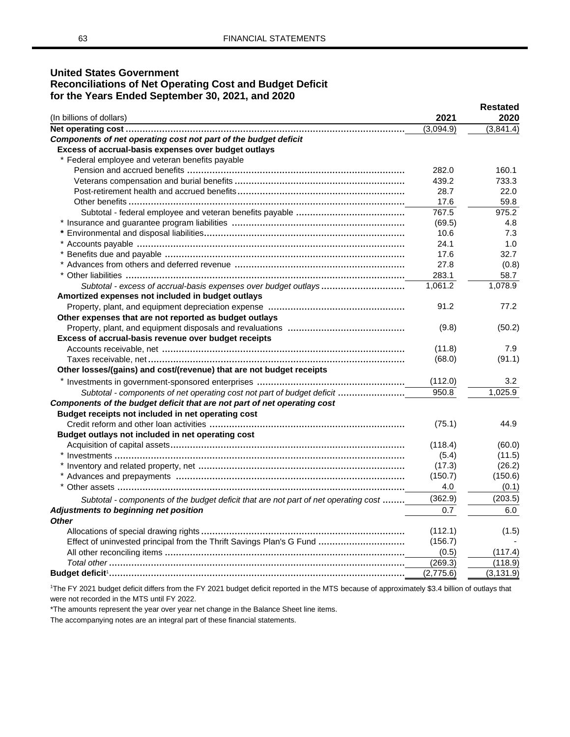## United States Government
## Reconciliations of Net Operating Cost and Budget Deficit
## for the Years Ended September 30, 2021, and 2020

| (In billions of dollars) | 2021 | Restated 2020 |
|---|---|---|
| **Net operating cost** | (3,094.9) | (3,841.4) |
| ***Components of net operating cost not part of the budget deficit*** | | |
| **Excess of accrual-basis expenses over budget outlays** | | |
| * Federal employee and veteran benefits payable | | |
| Pension and accrued benefits | 282.0 | 160.1 |
| Veterans compensation and burial benefits | 439.2 | 733.3 |
| Post-retirement health and accrued benefits | 28.7 | 22.0 |
| Other benefits | 17.6 | 59.8 |
| Subtotal - federal employee and veteran benefits payable | 767.5 | 975.2 |
| * Insurance and guarantee program liabilities | (69.5) | 4.8 |
| * Environmental and disposal liabilities | 10.6 | 7.3 |
| * Accounts payable | 24.1 | 1.0 |
| * Benefits due and payable | 17.6 | 32.7 |
| * Advances from others and deferred revenue | 27.8 | (0.8) |
| * Other liabilities | 283.1 | 58.7 |
| *Subtotal - excess of accrual-basis expenses over budget outlays* | 1,061.2 | 1,078.9 |
| **Amortized expenses not included in budget outlays** | | |
| Property, plant, and equipment depreciation expense | 91.2 | 77.2 |
| **Other expenses that are not reported as budget outlays** | | |
| Property, plant, and equipment disposals and revaluations | (9.8) | (50.2) |
| **Excess of accrual-basis revenue over budget receipts** | | |
| Accounts receivable, net | (11.8) | 7.9 |
| Taxes receivable, net | (68.0) | (91.1) |
| **Other losses/(gains) and cost/(revenue) that are not budget receipts** | | |
| * Investments in government-sponsored enterprises | (112.0) | 3.2 |
| *Subtotal - components of net operating cost not part of budget deficit* | 950.8 | 1,025.9 |
| ***Components of the budget deficit that are not part of net operating cost*** | | |
| **Budget receipts not included in net operating cost** | | |
| Credit reform and other loan activities | (75.1) | 44.9 |
| **Budget outlays not included in net operating cost** | | |
| Acquisition of capital assets | (118.4) | (60.0) |
| * Investments | (5.4) | (11.5) |
| * Inventory and related property, net | (17.3) | (26.2) |
| * Advances and prepayments | (150.7) | (150.6) |
| * Other assets | 4.0 | (0.1) |
| *Subtotal - components of the budget deficit that are not part of net operating cost* | (362.9) | (203.5) |
| ***Adjustments to beginning net position*** | 0.7 | 6.0 |
| ***Other*** | | |
| Allocations of special drawing rights | (112.1) | (1.5) |
| Effect of uninvested principal from the Thrift Savings Plan's G Fund | (156.7) | - |
| All other reconciling items | (0.5) | (117.4) |
| *Total other* | (269.3) | (118.9) |
| **Budget deficit**[1] | (2,775.6) | (3,131.9) |

[1]The FY 2021 budget deficit differs from the FY 2021 budget deficit reported in the MTS because of approximately $3.4 billion of outlays that were not recorded in the MTS until FY 2022.

*The amounts represent the year over year net change in the Balance Sheet line items.

The accompanying notes are an integral part of these financial statements.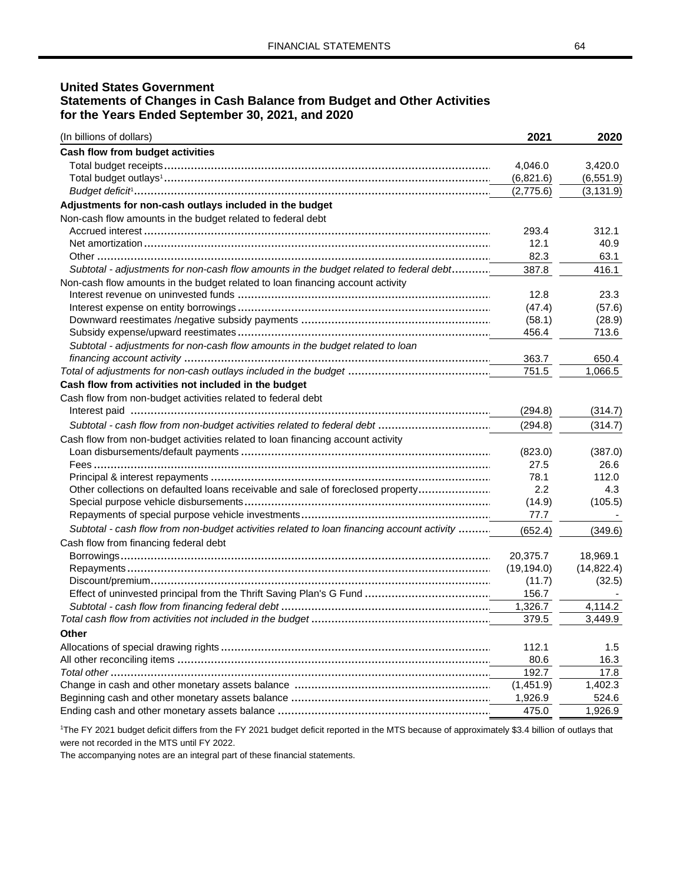## United States Government
## Statements of Changes in Cash Balance from Budget and Other Activities for the Years Ended September 30, 2021, and 2020

| (In billions of dollars) | 2021 | 2020 |
|---|---|---|
| **Cash flow from budget activities** | | |
| Total budget receipts | 4,046.0 | 3,420.0 |
| Total budget outlays[1] | (6,821.6) | (6,551.9) |
| *Budget deficit[1]* | (2,775.6) | (3,131.9) |
| **Adjustments for non-cash outlays included in the budget** | | |
| Non-cash flow amounts in the budget related to federal debt | | |
| Accrued interest | 293.4 | 312.1 |
| Net amortization | 12.1 | 40.9 |
| Other | 82.3 | 63.1 |
| *Subtotal - adjustments for non-cash flow amounts in the budget related to federal debt* | 387.8 | 416.1 |
| Non-cash flow amounts in the budget related to loan financing account activity | | |
| Interest revenue on uninvested funds | 12.8 | 23.3 |
| Interest expense on entity borrowings | (47.4) | (57.6) |
| Downward reestimates /negative subsidy payments | (58.1) | (28.9) |
| Subsidy expense/upward reestimates | 456.4 | 713.6 |
| *Subtotal - adjustments for non-cash flow amounts in the budget related to loan financing account activity* | 363.7 | 650.4 |
| *Total of adjustments for non-cash outlays included in the budget* | 751.5 | 1,066.5 |
| **Cash flow from activities not included in the budget** | | |
| Cash flow from non-budget activities related to federal debt | | |
| Interest paid | (294.8) | (314.7) |
| *Subtotal - cash flow from non-budget activities related to federal debt* | (294.8) | (314.7) |
| Cash flow from non-budget activities related to loan financing account activity | | |
| Loan disbursements/default payments | (823.0) | (387.0) |
| Fees | 27.5 | 26.6 |
| Principal & interest repayments | 78.1 | 112.0 |
| Other collections on defaulted loans receivable and sale of foreclosed property | 2.2 | 4.3 |
| Special purpose vehicle disbursements | (14.9) | (105.5) |
| Repayments of special purpose vehicle investments | 77.7 | - |
| *Subtotal - cash flow from non-budget activities related to loan financing account activity* | (652.4) | (349.6) |
| Cash flow from financing federal debt | | |
| Borrowings | 20,375.7 | 18,969.1 |
| Repayments | (19,194.0) | (14,822.4) |
| Discount/premium | (11.7) | (32.5) |
| Effect of uninvested principal from the Thrift Saving Plan's G Fund | 156.7 | - |
| *Subtotal - cash flow from financing federal debt* | 1,326.7 | 4,114.2 |
| *Total cash flow from activities not included in the budget* | 379.5 | 3,449.9 |
| **Other** | | |
| Allocations of special drawing rights | 112.1 | 1.5 |
| All other reconciling items | 80.6 | 16.3 |
| *Total other* | 192.7 | 17.8 |
| Change in cash and other monetary assets balance | (1,451.9) | 1,402.3 |
| Beginning cash and other monetary assets balance | 1,926.9 | 524.6 |
| Ending cash and other monetary assets balance | 475.0 | 1,926.9 |

[1]The FY 2021 budget deficit differs from the FY 2021 budget deficit reported in the MTS because of approximately $3.4 billion of outlays that were not recorded in the MTS until FY 2022.

The accompanying notes are an integral part of these financial statements.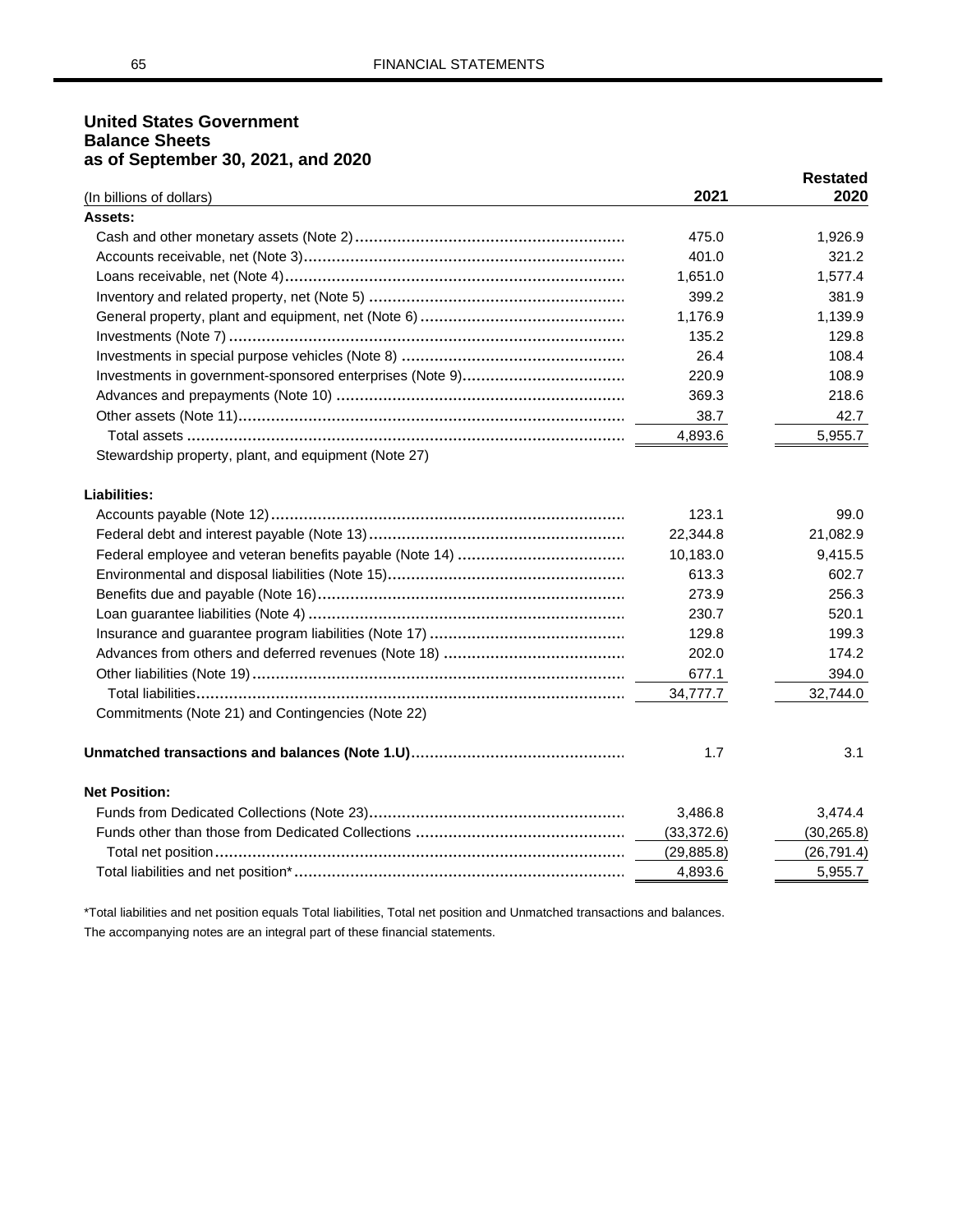## United States Government
## Balance Sheets
## as of September 30, 2021, and 2020

| (In billions of dollars) | 2021 | Restated 2020 |
|---|---|---|
| **Assets:** | | |
| Cash and other monetary assets (Note 2) | 475.0 | 1,926.9 |
| Accounts receivable, net (Note 3) | 401.0 | 321.2 |
| Loans receivable, net (Note 4) | 1,651.0 | 1,577.4 |
| Inventory and related property, net (Note 5) | 399.2 | 381.9 |
| General property, plant and equipment, net (Note 6) | 1,176.9 | 1,139.9 |
| Investments (Note 7) | 135.2 | 129.8 |
| Investments in special purpose vehicles (Note 8) | 26.4 | 108.4 |
| Investments in government-sponsored enterprises (Note 9) | 220.9 | 108.9 |
| Advances and prepayments (Note 10) | 369.3 | 218.6 |
| Other assets (Note 11) | 38.7 | 42.7 |
| Total assets | 4,893.6 | 5,955.7 |
| Stewardship property, plant, and equipment (Note 27) | | |
| **Liabilities:** | | |
| Accounts payable (Note 12) | 123.1 | 99.0 |
| Federal debt and interest payable (Note 13) | 22,344.8 | 21,082.9 |
| Federal employee and veteran benefits payable (Note 14) | 10,183.0 | 9,415.5 |
| Environmental and disposal liabilities (Note 15) | 613.3 | 602.7 |
| Benefits due and payable (Note 16) | 273.9 | 256.3 |
| Loan guarantee liabilities (Note 4) | 230.7 | 520.1 |
| Insurance and guarantee program liabilities (Note 17) | 129.8 | 199.3 |
| Advances from others and deferred revenues (Note 18) | 202.0 | 174.2 |
| Other liabilities (Note 19) | 677.1 | 394.0 |
| Total liabilities | 34,777.7 | 32,744.0 |
| Commitments (Note 21) and Contingencies (Note 22) | | |
| **Unmatched transactions and balances (Note 1.U)** | 1.7 | 3.1 |
| **Net Position:** | | |
| Funds from Dedicated Collections (Note 23) | 3,486.8 | 3,474.4 |
| Funds other than those from Dedicated Collections | (33,372.6) | (30,265.8) |
| Total net position | (29,885.8) | (26,791.4) |
| Total liabilities and net position* | 4,893.6 | 5,955.7 |

*Total liabilities and net position equals Total liabilities, Total net position and Unmatched transactions and balances.

The accompanying notes are an integral part of these financial statements.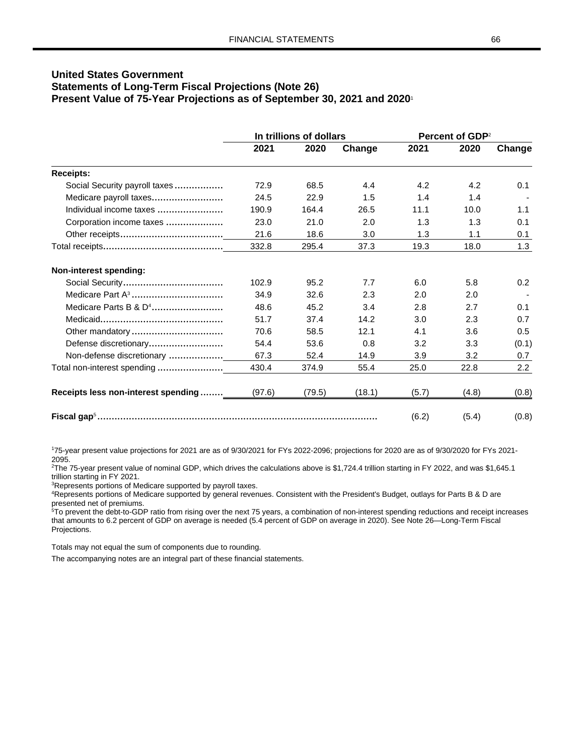## United States Government
## Statements of Long-Term Fiscal Projections (Note 26)
## Present Value of 75-Year Projections as of September 30, 2021 and 2020[1]

| | In trillions of dollars | | | Percent of GDP[2] | | |
|---|---|---|---|---|---|---|
| | 2021 | 2020 | Change | 2021 | 2020 | Change |
| **Receipts:** | | | | | | |
| Social Security payroll taxes | 72.9 | 68.5 | 4.4 | 4.2 | 4.2 | 0.1 |
| Medicare payroll taxes | 24.5 | 22.9 | 1.5 | 1.4 | 1.4 | - |
| Individual income taxes | 190.9 | 164.4 | 26.5 | 11.1 | 10.0 | 1.1 |
| Corporation income taxes | 23.0 | 21.0 | 2.0 | 1.3 | 1.3 | 0.1 |
| Other receipts | 21.6 | 18.6 | 3.0 | 1.3 | 1.1 | 0.1 |
| Total receipts | 332.8 | 295.4 | 37.3 | 19.3 | 18.0 | 1.3 |
| **Non-interest spending:** | | | | | | |
| Social Security | 102.9 | 95.2 | 7.7 | 6.0 | 5.8 | 0.2 |
| Medicare Part A[3] | 34.9 | 32.6 | 2.3 | 2.0 | 2.0 | - |
| Medicare Parts B & D[4] | 48.6 | 45.2 | 3.4 | 2.8 | 2.7 | 0.1 |
| Medicaid | 51.7 | 37.4 | 14.2 | 3.0 | 2.3 | 0.7 |
| Other mandatory | 70.6 | 58.5 | 12.1 | 4.1 | 3.6 | 0.5 |
| Defense discretionary | 54.4 | 53.6 | 0.8 | 3.2 | 3.3 | (0.1) |
| Non-defense discretionary | 67.3 | 52.4 | 14.9 | 3.9 | 3.2 | 0.7 |
| Total non-interest spending | 430.4 | 374.9 | 55.4 | 25.0 | 22.8 | 2.2 |
| **Receipts less non-interest spending** | (97.6) | (79.5) | (18.1) | (5.7) | (4.8) | (0.8) |
| **Fiscal gap**[5] | | | | (6.2) | (5.4) | (0.8) |

[1]75-year present value projections for 2021 are as of 9/30/2021 for FYs 2022-2096; projections for 2020 are as of 9/30/2020 for FYs 2021-2095.
[2]The 75-year present value of nominal GDP, which drives the calculations above is $1,724.4 trillion starting in FY 2022, and was $1,645.1 trillion starting in FY 2021.
[3]Represents portions of Medicare supported by payroll taxes.
[4]Represents portions of Medicare supported by general revenues. Consistent with the President's Budget, outlays for Parts B & D are presented net of premiums.
[5]To prevent the debt-to-GDP ratio from rising over the next 75 years, a combination of non-interest spending reductions and receipt increases that amounts to 6.2 percent of GDP on average is needed (5.4 percent of GDP on average in 2020). See Note 26—Long-Term Fiscal Projections.

Totals may not equal the sum of components due to rounding.

The accompanying notes are an integral part of these financial statements.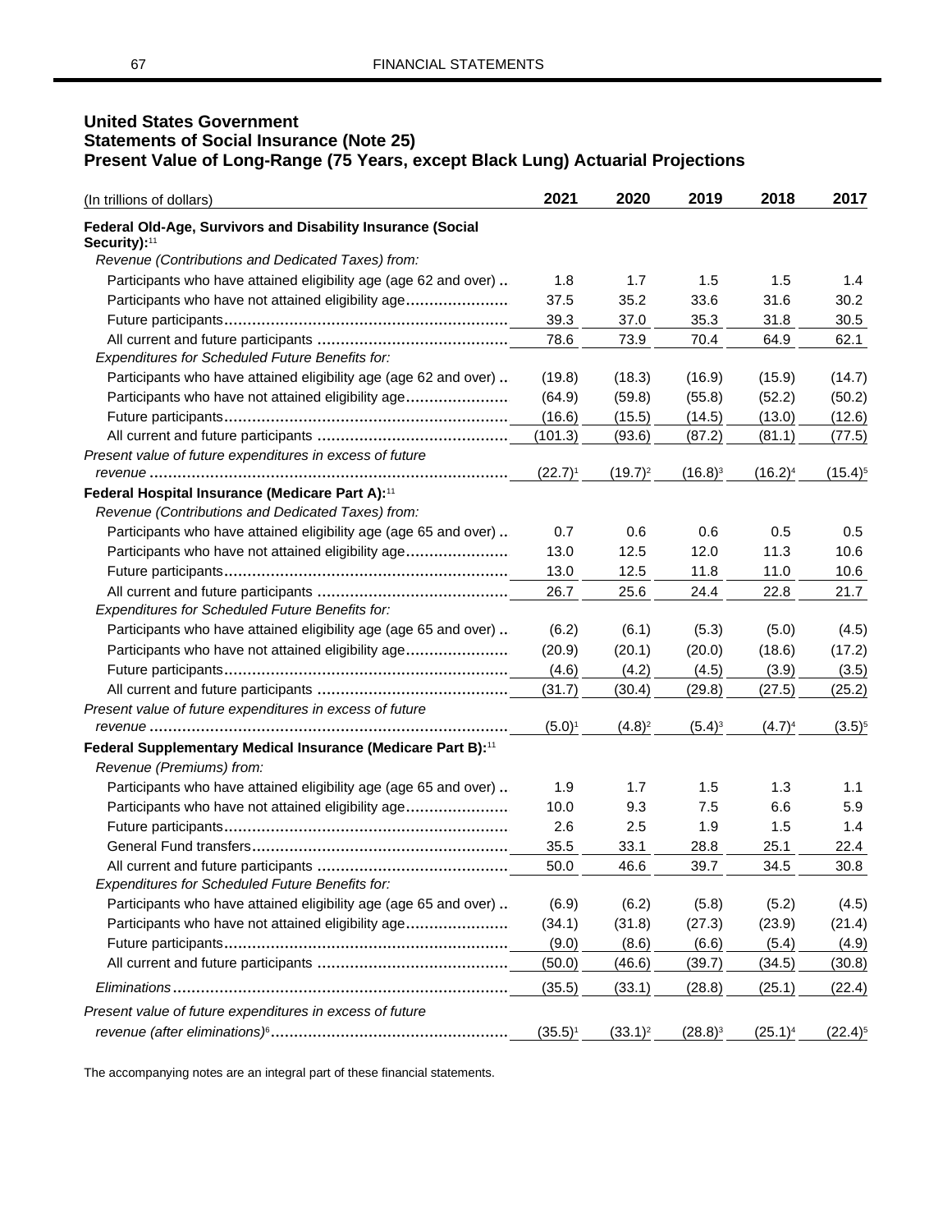# United States Government
## Statements of Social Insurance (Note 25)
## Present Value of Long-Range (75 Years, except Black Lung) Actuarial Projections

| (In trillions of dollars) | 2021 | 2020 | 2019 | 2018 | 2017 |
|---|---|---|---|---|---|
| **Federal Old-Age, Survivors and Disability Insurance (Social Security):**[11] | | | | | |
| *Revenue (Contributions and Dedicated Taxes) from:* | | | | | |
| Participants who have attained eligibility age (age 62 and over) | 1.8 | 1.7 | 1.5 | 1.5 | 1.4 |
| Participants who have not attained eligibility age | 37.5 | 35.2 | 33.6 | 31.6 | 30.2 |
| Future participants | 39.3 | 37.0 | 35.3 | 31.8 | 30.5 |
| All current and future participants | 78.6 | 73.9 | 70.4 | 64.9 | 62.1 |
| *Expenditures for Scheduled Future Benefits for:* | | | | | |
| Participants who have attained eligibility age (age 62 and over) | (19.8) | (18.3) | (16.9) | (15.9) | (14.7) |
| Participants who have not attained eligibility age | (64.9) | (59.8) | (55.8) | (52.2) | (50.2) |
| Future participants | (16.6) | (15.5) | (14.5) | (13.0) | (12.6) |
| All current and future participants | (101.3) | (93.6) | (87.2) | (81.1) | (77.5) |
| *Present value of future expenditures in excess of future revenue* | (22.7)[1] | (19.7)[2] | (16.8)[3] | (16.2)[4] | (15.4)[5] |
| **Federal Hospital Insurance (Medicare Part A):**[11] | | | | | |
| *Revenue (Contributions and Dedicated Taxes) from:* | | | | | |
| Participants who have attained eligibility age (age 65 and over) | 0.7 | 0.6 | 0.6 | 0.5 | 0.5 |
| Participants who have not attained eligibility age | 13.0 | 12.5 | 12.0 | 11.3 | 10.6 |
| Future participants | 13.0 | 12.5 | 11.8 | 11.0 | 10.6 |
| All current and future participants | 26.7 | 25.6 | 24.4 | 22.8 | 21.7 |
| *Expenditures for Scheduled Future Benefits for:* | | | | | |
| Participants who have attained eligibility age (age 65 and over) | (6.2) | (6.1) | (5.3) | (5.0) | (4.5) |
| Participants who have not attained eligibility age | (20.9) | (20.1) | (20.0) | (18.6) | (17.2) |
| Future participants | (4.6) | (4.2) | (4.5) | (3.9) | (3.5) |
| All current and future participants | (31.7) | (30.4) | (29.8) | (27.5) | (25.2) |
| *Present value of future expenditures in excess of future revenue* | (5.0)[1] | (4.8)[2] | (5.4)[3] | (4.7)[4] | (3.5)[5] |
| **Federal Supplementary Medical Insurance (Medicare Part B):**[11] | | | | | |
| *Revenue (Premiums) from:* | | | | | |
| Participants who have attained eligibility age (age 65 and over) | 1.9 | 1.7 | 1.5 | 1.3 | 1.1 |
| Participants who have not attained eligibility age | 10.0 | 9.3 | 7.5 | 6.6 | 5.9 |
| Future participants | 2.6 | 2.5 | 1.9 | 1.5 | 1.4 |
| General Fund transfers | 35.5 | 33.1 | 28.8 | 25.1 | 22.4 |
| All current and future participants | 50.0 | 46.6 | 39.7 | 34.5 | 30.8 |
| *Expenditures for Scheduled Future Benefits for:* | | | | | |
| Participants who have attained eligibility age (age 65 and over) | (6.9) | (6.2) | (5.8) | (5.2) | (4.5) |
| Participants who have not attained eligibility age | (34.1) | (31.8) | (27.3) | (23.9) | (21.4) |
| Future participants | (9.0) | (8.6) | (6.6) | (5.4) | (4.9) |
| All current and future participants | (50.0) | (46.6) | (39.7) | (34.5) | (30.8) |
| *Eliminations* | (35.5) | (33.1) | (28.8) | (25.1) | (22.4) |
| *Present value of future expenditures in excess of future revenue (after eliminations)*[6] | (35.5)[1] | (33.1)[2] | (28.8)[3] | (25.1)[4] | (22.4)[5] |

The accompanying notes are an integral part of these financial statements.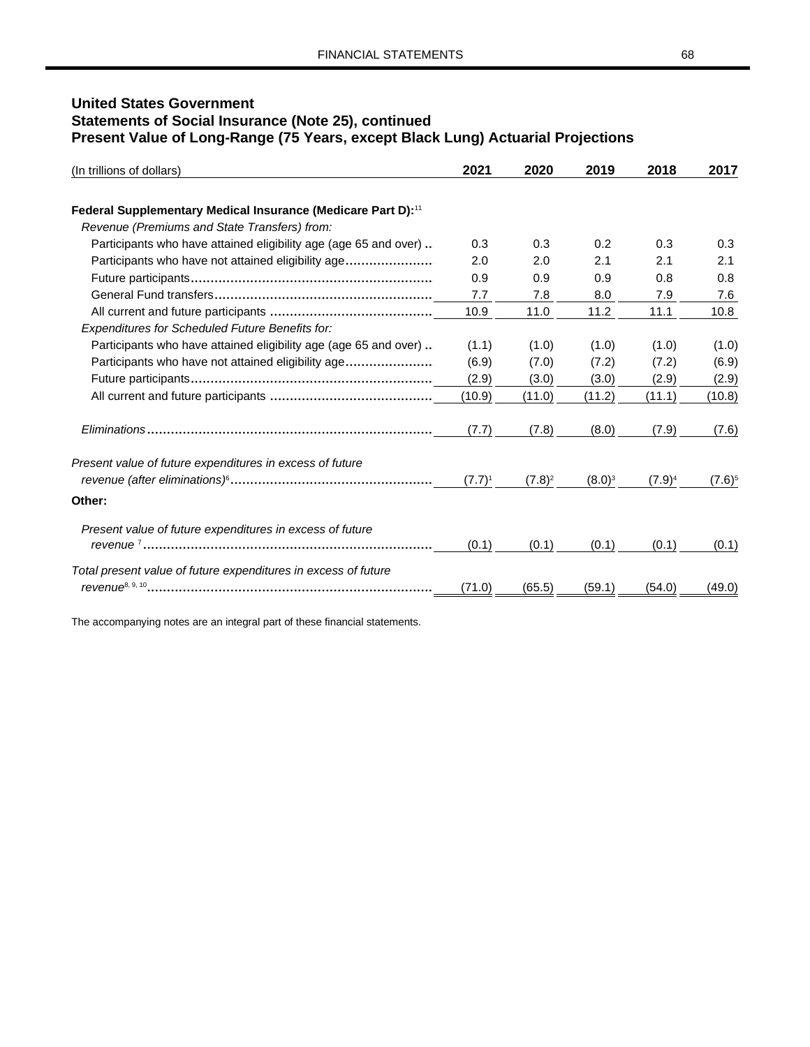**United States Government**
**Statements of Social Insurance (Note 25), continued**
**Present Value of Long-Range (75 Years, except Black Lung) Actuarial Projections**

| (In trillions of dollars) | 2021 | 2020 | 2019 | 2018 | 2017 |
|---|---|---|---|---|---|
| **Federal Supplementary Medical Insurance (Medicare Part D):**[11] | | | | | |
| *Revenue (Premiums and State Transfers) from:* | | | | | |
| Participants who have attained eligibility age (age 65 and over) | 0.3 | 0.3 | 0.2 | 0.3 | 0.3 |
| Participants who have not attained eligibility age | 2.0 | 2.0 | 2.1 | 2.1 | 2.1 |
| Future participants | 0.9 | 0.9 | 0.9 | 0.8 | 0.8 |
| General Fund transfers | 7.7 | 7.8 | 8.0 | 7.9 | 7.6 |
| All current and future participants | 10.9 | 11.0 | 11.2 | 11.1 | 10.8 |
| *Expenditures for Scheduled Future Benefits for:* | | | | | |
| Participants who have attained eligibility age (age 65 and over) | (1.1) | (1.0) | (1.0) | (1.0) | (1.0) |
| Participants who have not attained eligibility age | (6.9) | (7.0) | (7.2) | (7.2) | (6.9) |
| Future participants | (2.9) | (3.0) | (3.0) | (2.9) | (2.9) |
| All current and future participants | (10.9) | (11.0) | (11.2) | (11.1) | (10.8) |
| *Eliminations* | (7.7) | (7.8) | (8.0) | (7.9) | (7.6) |
| *Present value of future expenditures in excess of future revenue (after eliminations)*[6] | (7.7)[1] | (7.8)[2] | (8.0)[3] | (7.9)[4] | (7.6)[5] |
| **Other:** | | | | | |
| *Present value of future expenditures in excess of future revenue*[7] | (0.1) | (0.1) | (0.1) | (0.1) | (0.1) |
| *Total present value of future expenditures in excess of future revenue*[8, 9, 10] | (71.0) | (65.5) | (59.1) | (54.0) | (49.0) |

The accompanying notes are an integral part of these financial statements.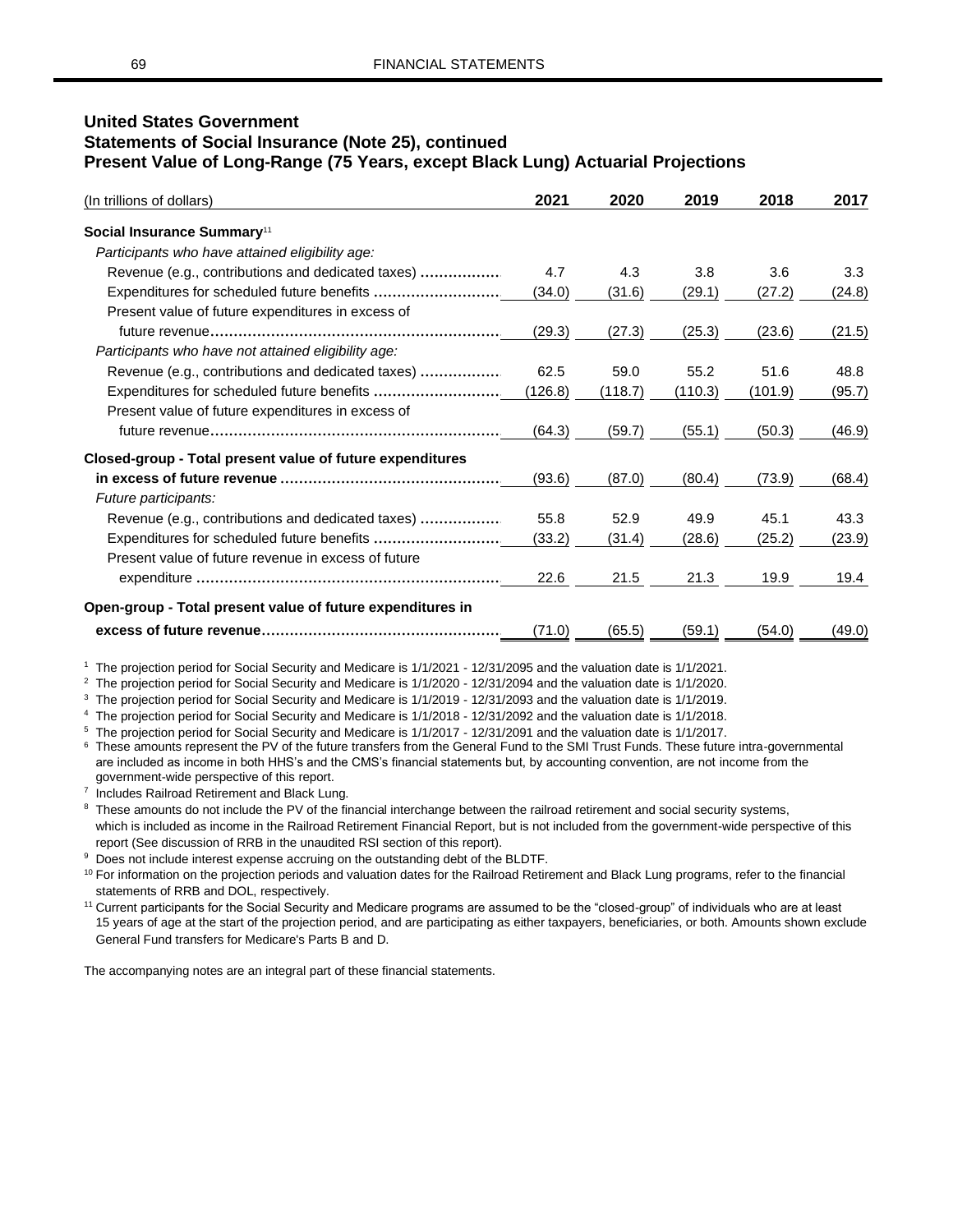## United States Government
## Statements of Social Insurance (Note 25), continued
## Present Value of Long-Range (75 Years, except Black Lung) Actuarial Projections

| (In trillions of dollars) | 2021 | 2020 | 2019 | 2018 | 2017 |
|---|---|---|---|---|---|
| **Social Insurance Summary**[11] | | | | | |
| *Participants who have attained eligibility age:* | | | | | |
| Revenue (e.g., contributions and dedicated taxes) | 4.7 | 4.3 | 3.8 | 3.6 | 3.3 |
| Expenditures for scheduled future benefits | (34.0) | (31.6) | (29.1) | (27.2) | (24.8) |
| Present value of future expenditures in excess of future revenue | (29.3) | (27.3) | (25.3) | (23.6) | (21.5) |
| *Participants who have not attained eligibility age:* | | | | | |
| Revenue (e.g., contributions and dedicated taxes) | 62.5 | 59.0 | 55.2 | 51.6 | 48.8 |
| Expenditures for scheduled future benefits | (126.8) | (118.7) | (110.3) | (101.9) | (95.7) |
| Present value of future expenditures in excess of future revenue | (64.3) | (59.7) | (55.1) | (50.3) | (46.9) |
| **Closed-group - Total present value of future expenditures in excess of future revenue** | (93.6) | (87.0) | (80.4) | (73.9) | (68.4) |
| *Future participants:* | | | | | |
| Revenue (e.g., contributions and dedicated taxes) | 55.8 | 52.9 | 49.9 | 45.1 | 43.3 |
| Expenditures for scheduled future benefits | (33.2) | (31.4) | (28.6) | (25.2) | (23.9) |
| Present value of future revenue in excess of future expenditure | 22.6 | 21.5 | 21.3 | 19.9 | 19.4 |
| **Open-group - Total present value of future expenditures in excess of future revenue** | (71.0) | (65.5) | (59.1) | (54.0) | (49.0) |

[1] The projection period for Social Security and Medicare is 1/1/2021 - 12/31/2095 and the valuation date is 1/1/2021.
[2] The projection period for Social Security and Medicare is 1/1/2020 - 12/31/2094 and the valuation date is 1/1/2020.
[3] The projection period for Social Security and Medicare is 1/1/2019 - 12/31/2093 and the valuation date is 1/1/2019.
[4] The projection period for Social Security and Medicare is 1/1/2018 - 12/31/2092 and the valuation date is 1/1/2018.
[5] The projection period for Social Security and Medicare is 1/1/2017 - 12/31/2091 and the valuation date is 1/1/2017.
[6] These amounts represent the PV of the future transfers from the General Fund to the SMI Trust Funds. These future intra-governmental are included as income in both HHS's and the CMS's financial statements but, by accounting convention, are not income from the government-wide perspective of this report.
[7] Includes Railroad Retirement and Black Lung.
[8] These amounts do not include the PV of the financial interchange between the railroad retirement and social security systems, which is included as income in the Railroad Retirement Financial Report, but is not included from the government-wide perspective of this report (See discussion of RRB in the unaudited RSI section of this report).
[9] Does not include interest expense accruing on the outstanding debt of the BLDTF.
[10] For information on the projection periods and valuation dates for the Railroad Retirement and Black Lung programs, refer to the financial statements of RRB and DOL, respectively.
[11] Current participants for the Social Security and Medicare programs are assumed to be the "closed-group" of individuals who are at least 15 years of age at the start of the projection period, and are participating as either taxpayers, beneficiaries, or both. Amounts shown exclude General Fund transfers for Medicare's Parts B and D.

The accompanying notes are an integral part of these financial statements.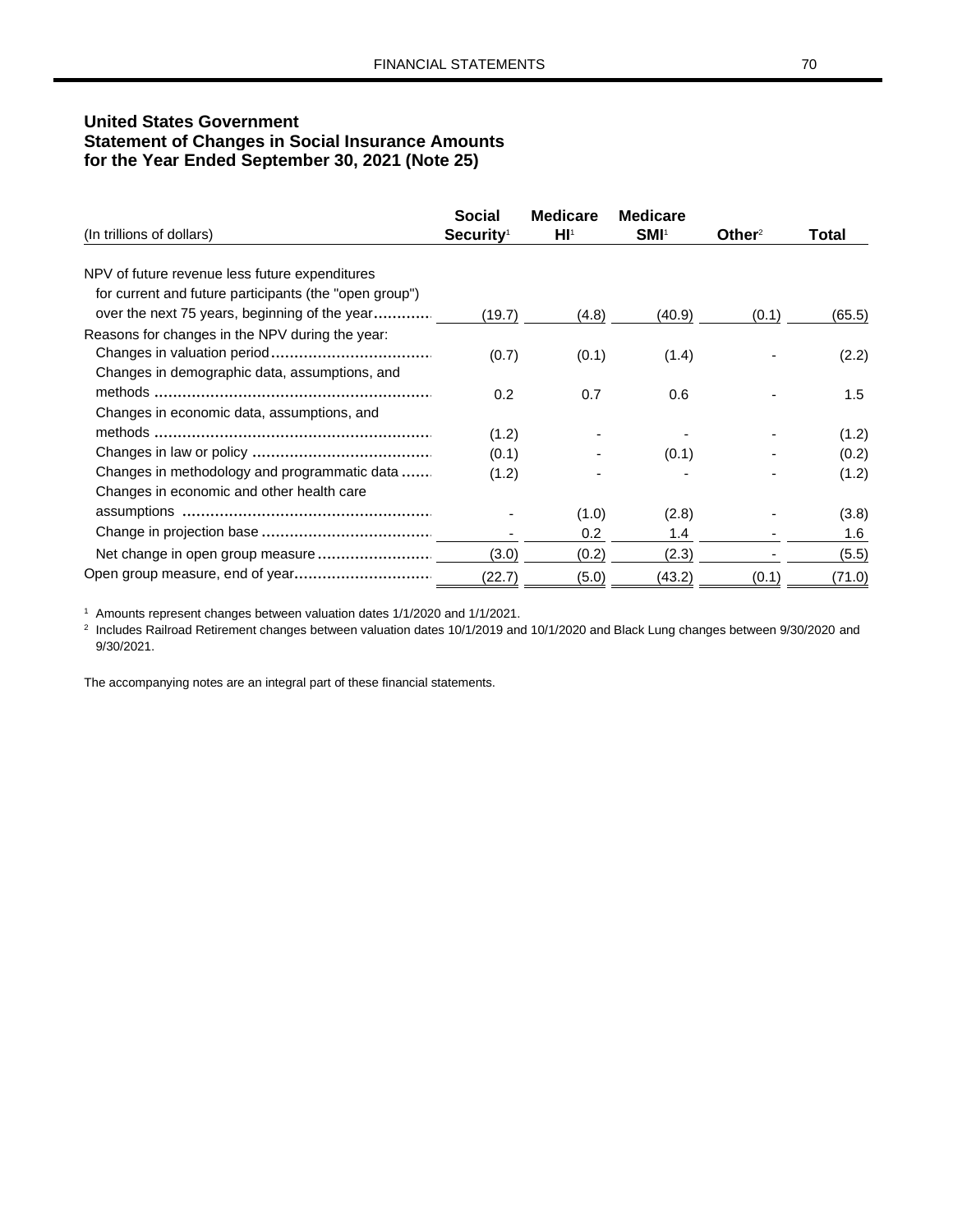**United States Government**
**Statement of Changes in Social Insurance Amounts**
**for the Year Ended September 30, 2021 (Note 25)**

| (In trillions of dollars) | Social Security[1] | Medicare HI[1] | Medicare SMI[1] | Other[2] | Total |
|---|---|---|---|---|---|
| NPV of future revenue less future expenditures for current and future participants (the "open group") over the next 75 years, beginning of the year | (19.7) | (4.8) | (40.9) | (0.1) | (65.5) |
| Reasons for changes in the NPV during the year: | | | | | |
| Changes in valuation period | (0.7) | (0.1) | (1.4) | - | (2.2) |
| Changes in demographic data, assumptions, and methods | 0.2 | 0.7 | 0.6 | - | 1.5 |
| Changes in economic data, assumptions, and methods | (1.2) | - | - | - | (1.2) |
| Changes in law or policy | (0.1) | - | (0.1) | - | (0.2) |
| Changes in methodology and programmatic data | (1.2) | - | - | - | (1.2) |
| Changes in economic and other health care assumptions | - | (1.0) | (2.8) | - | (3.8) |
| Change in projection base | - | 0.2 | 1.4 | - | 1.6 |
| Net change in open group measure | (3.0) | (0.2) | (2.3) | - | (5.5) |
| Open group measure, end of year | (22.7) | (5.0) | (43.2) | (0.1) | (71.0) |

[1] Amounts represent changes between valuation dates 1/1/2020 and 1/1/2021.

[2] Includes Railroad Retirement changes between valuation dates 10/1/2019 and 10/1/2020 and Black Lung changes between 9/30/2020 and 9/30/2021.

The accompanying notes are an integral part of these financial statements.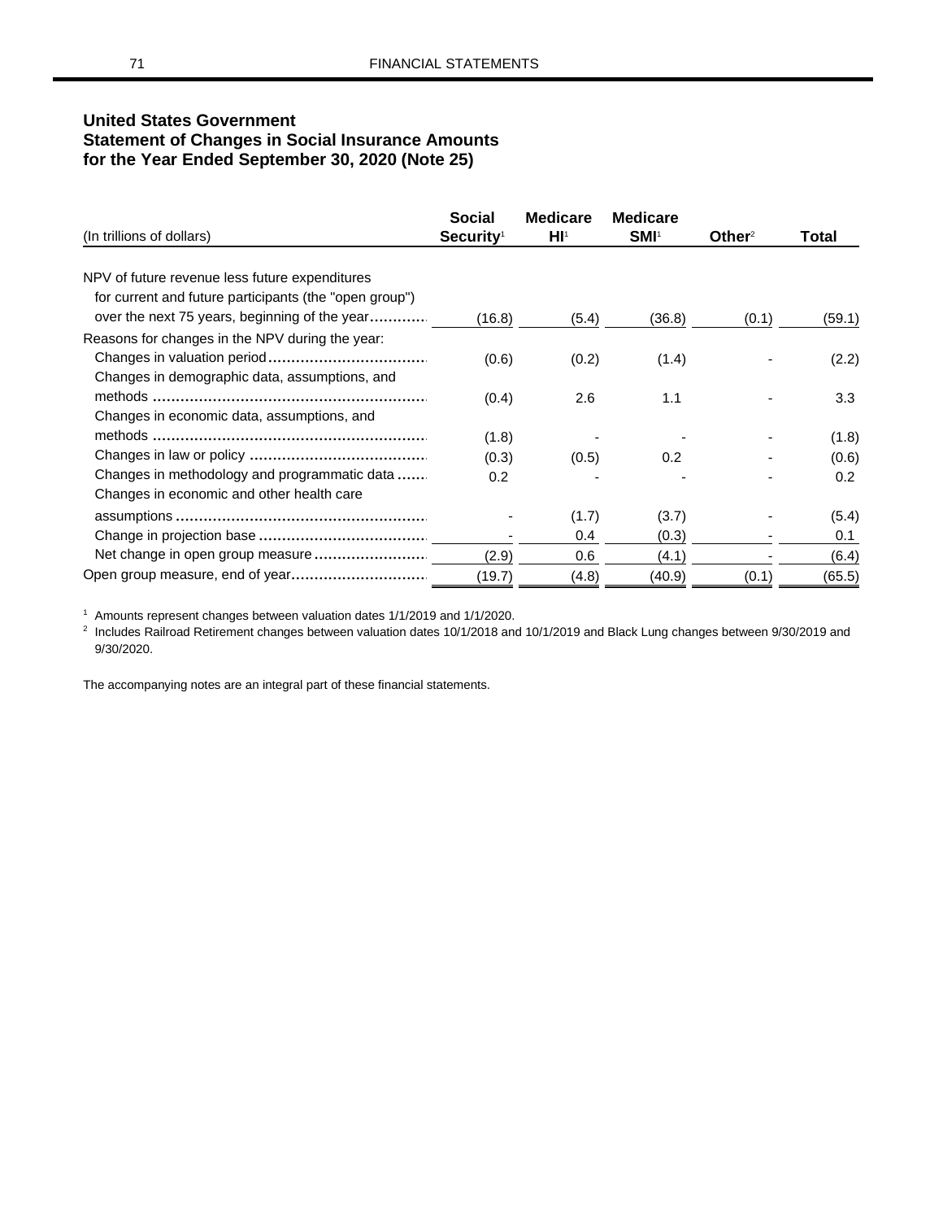## United States Government
## Statement of Changes in Social Insurance Amounts
## for the Year Ended September 30, 2020 (Note 25)

| (In trillions of dollars) | Social Security[1] | Medicare HI[1] | Medicare SMI[1] | Other[2] | Total |
|---|---|---|---|---|---|
| NPV of future revenue less future expenditures for current and future participants (the "open group") over the next 75 years, beginning of the year | (16.8) | (5.4) | (36.8) | (0.1) | (59.1) |
| Reasons for changes in the NPV during the year: | | | | | |
| Changes in valuation period | (0.6) | (0.2) | (1.4) | - | (2.2) |
| Changes in demographic data, assumptions, and methods | (0.4) | 2.6 | 1.1 | - | 3.3 |
| Changes in economic data, assumptions, and methods | (1.8) | - | - | - | (1.8) |
| Changes in law or policy | (0.3) | (0.5) | 0.2 | - | (0.6) |
| Changes in methodology and programmatic data | 0.2 | - | - | - | 0.2 |
| Changes in economic and other health care assumptions | - | (1.7) | (3.7) | - | (5.4) |
| Change in projection base | - | 0.4 | (0.3) | - | 0.1 |
| Net change in open group measure | (2.9) | 0.6 | (4.1) | - | (6.4) |
| Open group measure, end of year | (19.7) | (4.8) | (40.9) | (0.1) | (65.5) |

[1] Amounts represent changes between valuation dates 1/1/2019 and 1/1/2020.

[2] Includes Railroad Retirement changes between valuation dates 10/1/2018 and 10/1/2019 and Black Lung changes between 9/30/2019 and 9/30/2020.

The accompanying notes are an integral part of these financial statements.